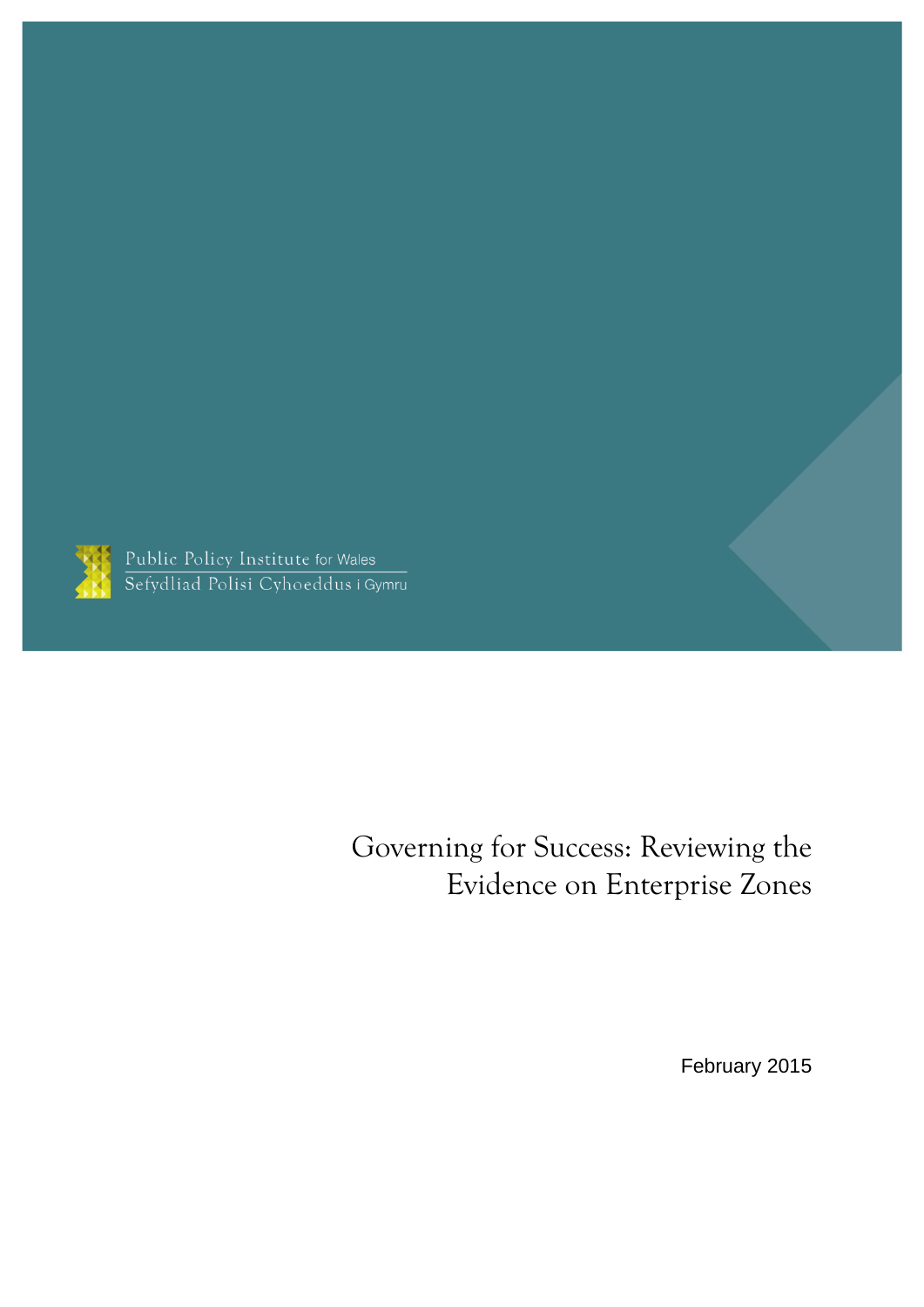Public Policy Institute for Wales
Sefydliad Polisi Cyhoeddus i Gymru

# Governing for Success: Reviewing the Evidence on Enterprise Zones

February 2015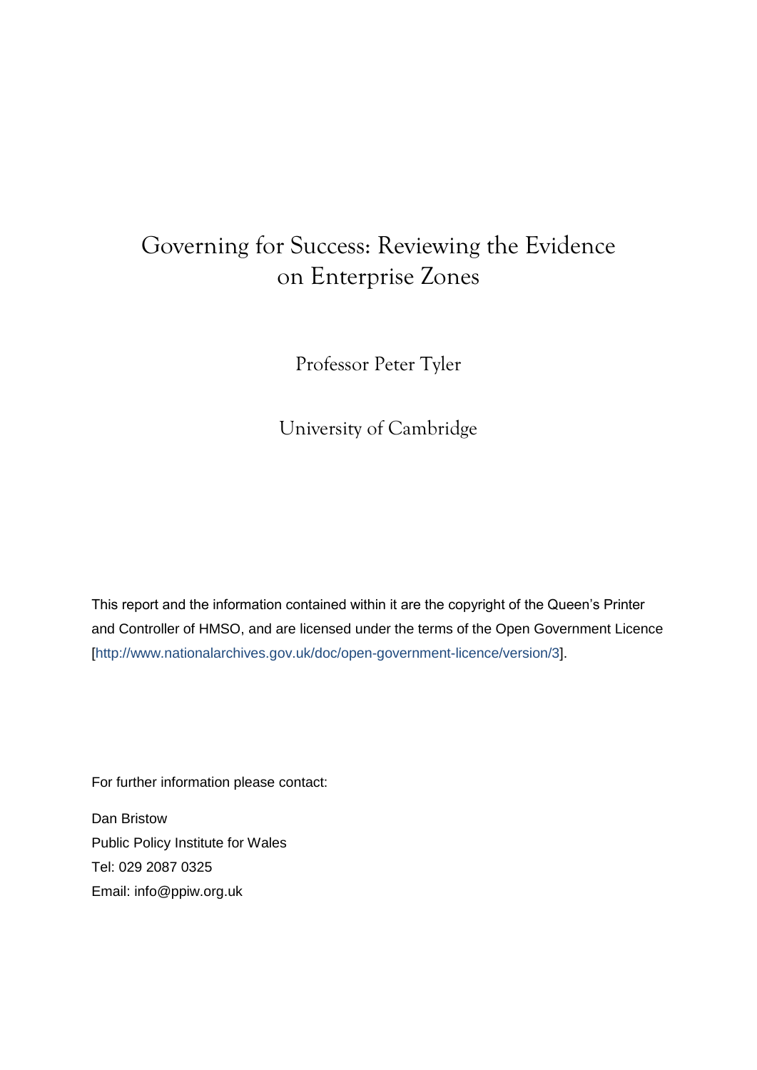# Governing for Success: Reviewing the Evidence on Enterprise Zones

Professor Peter Tyler

University of Cambridge

This report and the information contained within it are the copyright of the Queen's Printer and Controller of HMSO, and are licensed under the terms of the Open Government Licence [http://www.nationalarchives.gov.uk/doc/open-government-licence/version/3].

For further information please contact:

Dan Bristow
Public Policy Institute for Wales
Tel: 029 2087 0325
Email: info@ppiw.org.uk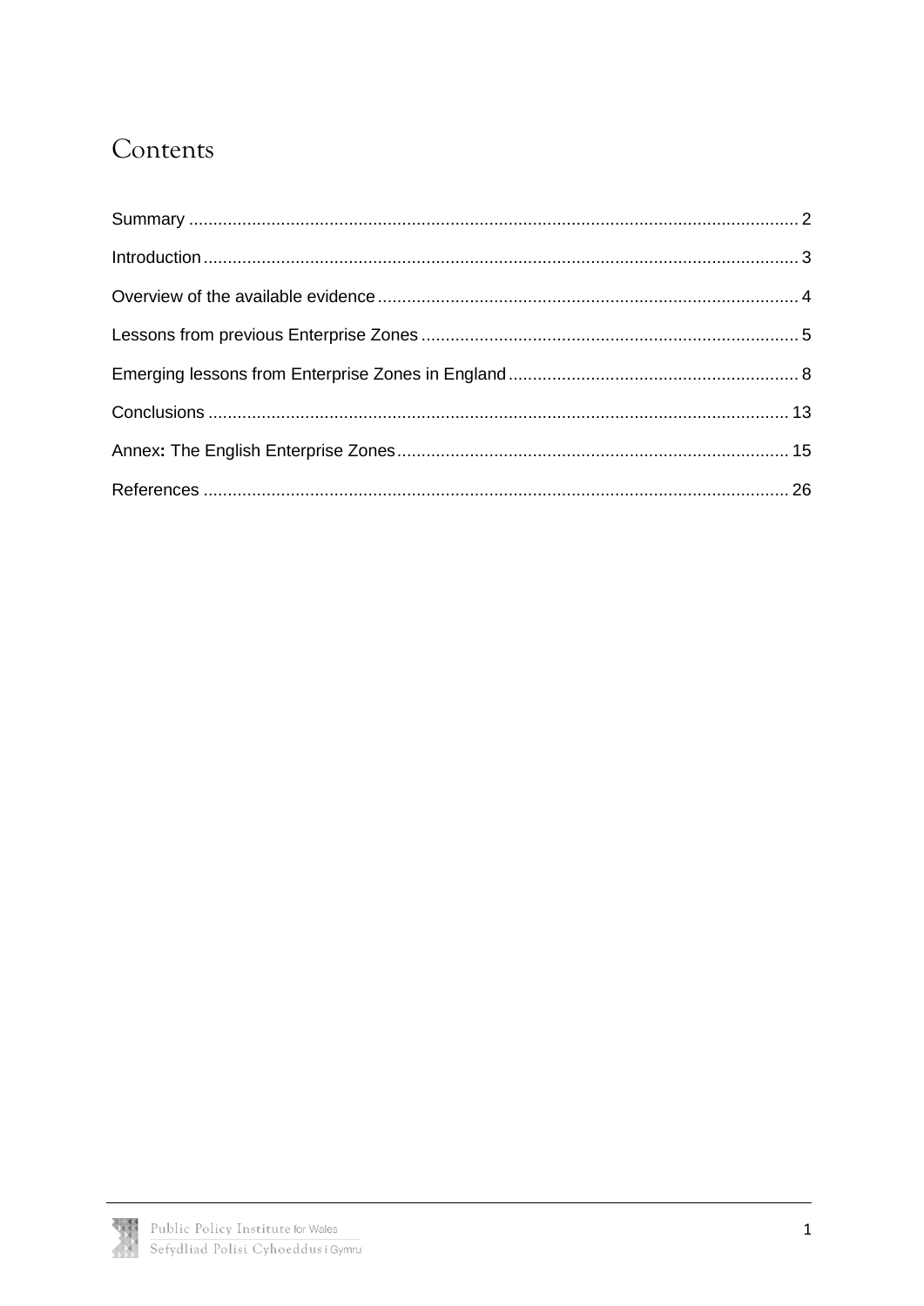# Contents

Summary .......... 2

Introduction .......... 3

Overview of the available evidence .......... 4

Lessons from previous Enterprise Zones .......... 5

Emerging lessons from Enterprise Zones in England .......... 8

Conclusions .......... 13

Annex**:** The English Enterprise Zones .......... 15

References .......... 26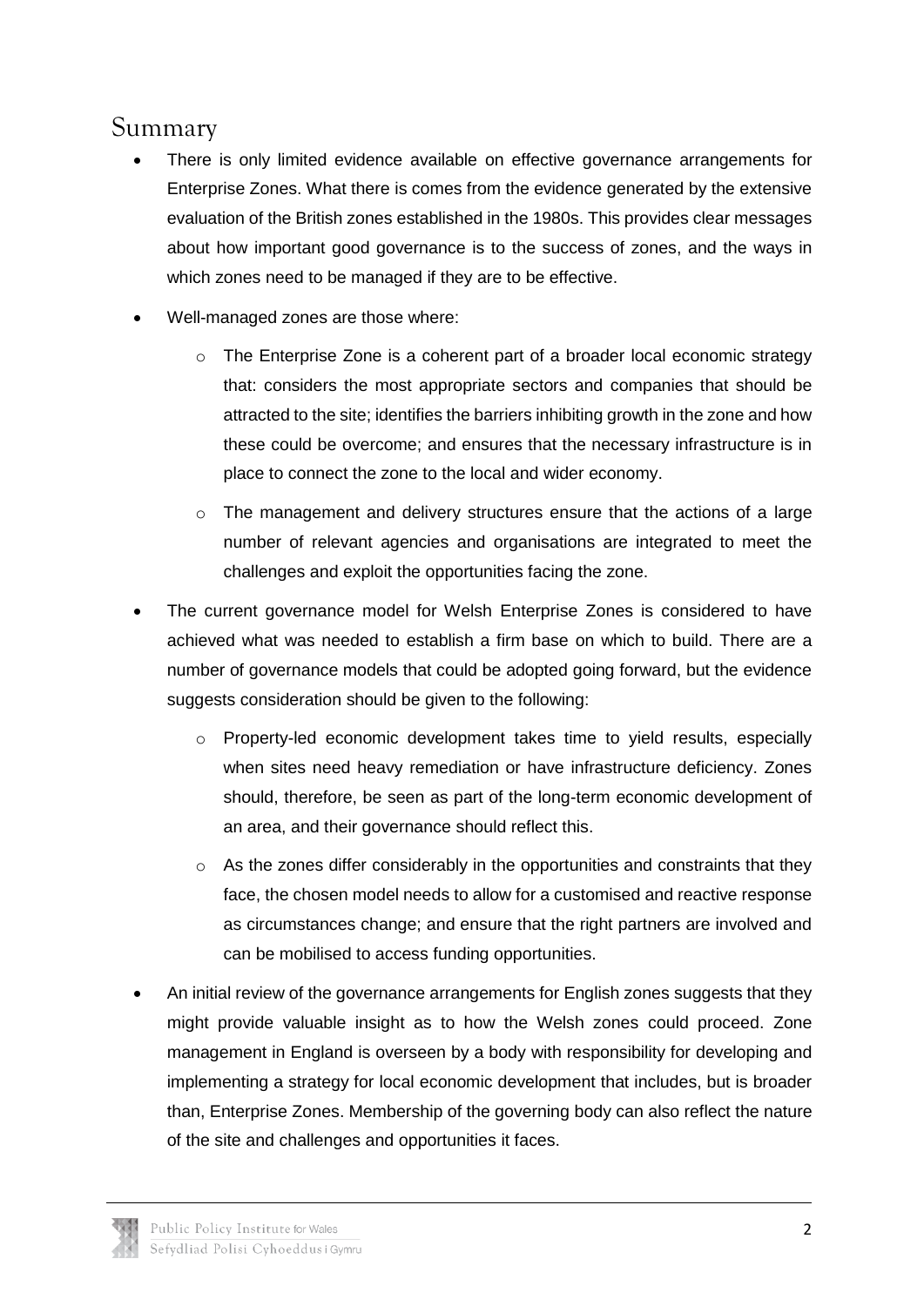## Summary

- There is only limited evidence available on effective governance arrangements for Enterprise Zones. What there is comes from the evidence generated by the extensive evaluation of the British zones established in the 1980s. This provides clear messages about how important good governance is to the success of zones, and the ways in which zones need to be managed if they are to be effective.
- Well-managed zones are those where:
  - The Enterprise Zone is a coherent part of a broader local economic strategy that: considers the most appropriate sectors and companies that should be attracted to the site; identifies the barriers inhibiting growth in the zone and how these could be overcome; and ensures that the necessary infrastructure is in place to connect the zone to the local and wider economy.
  - The management and delivery structures ensure that the actions of a large number of relevant agencies and organisations are integrated to meet the challenges and exploit the opportunities facing the zone.
- The current governance model for Welsh Enterprise Zones is considered to have achieved what was needed to establish a firm base on which to build. There are a number of governance models that could be adopted going forward, but the evidence suggests consideration should be given to the following:
  - Property-led economic development takes time to yield results, especially when sites need heavy remediation or have infrastructure deficiency. Zones should, therefore, be seen as part of the long-term economic development of an area, and their governance should reflect this.
  - As the zones differ considerably in the opportunities and constraints that they face, the chosen model needs to allow for a customised and reactive response as circumstances change; and ensure that the right partners are involved and can be mobilised to access funding opportunities.
- An initial review of the governance arrangements for English zones suggests that they might provide valuable insight as to how the Welsh zones could proceed. Zone management in England is overseen by a body with responsibility for developing and implementing a strategy for local economic development that includes, but is broader than, Enterprise Zones. Membership of the governing body can also reflect the nature of the site and challenges and opportunities it faces.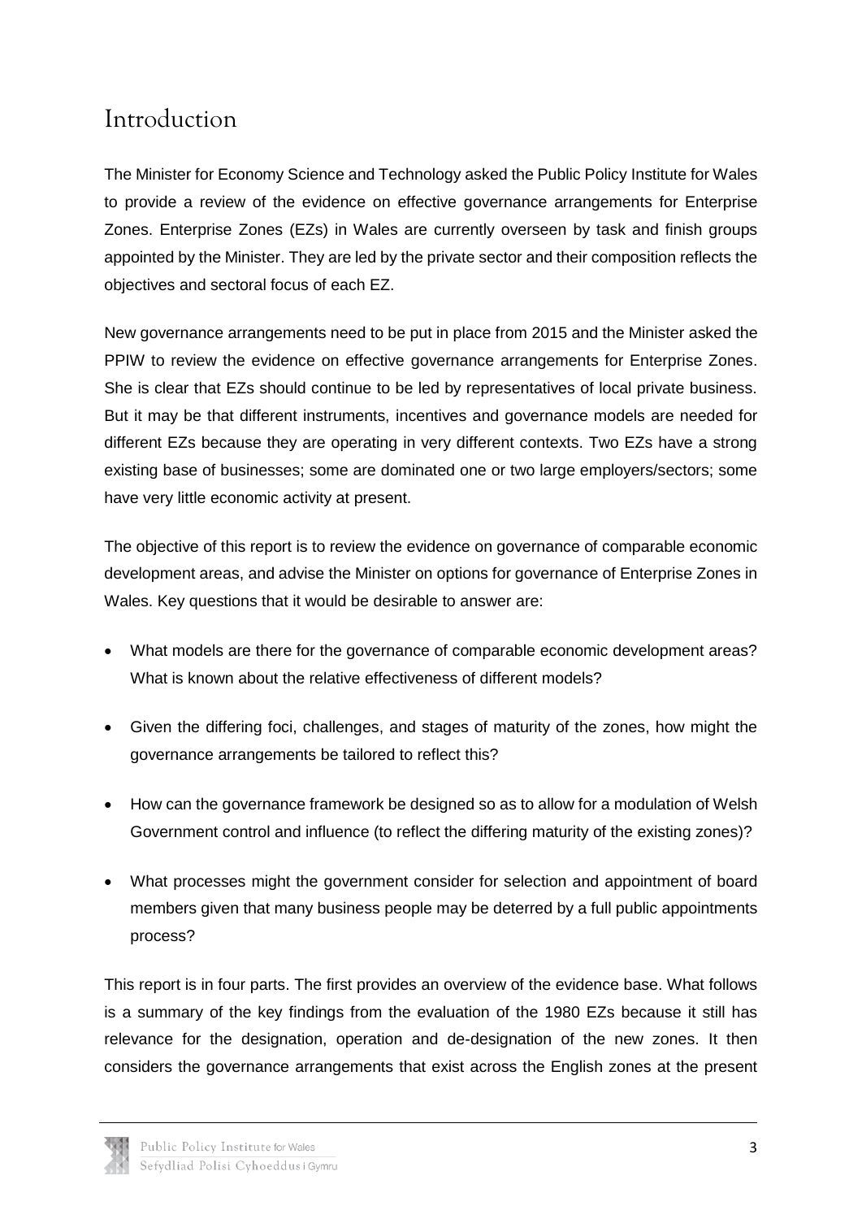# Introduction

The Minister for Economy Science and Technology asked the Public Policy Institute for Wales to provide a review of the evidence on effective governance arrangements for Enterprise Zones. Enterprise Zones (EZs) in Wales are currently overseen by task and finish groups appointed by the Minister. They are led by the private sector and their composition reflects the objectives and sectoral focus of each EZ.

New governance arrangements need to be put in place from 2015 and the Minister asked the PPIW to review the evidence on effective governance arrangements for Enterprise Zones. She is clear that EZs should continue to be led by representatives of local private business. But it may be that different instruments, incentives and governance models are needed for different EZs because they are operating in very different contexts. Two EZs have a strong existing base of businesses; some are dominated one or two large employers/sectors; some have very little economic activity at present.

The objective of this report is to review the evidence on governance of comparable economic development areas, and advise the Minister on options for governance of Enterprise Zones in Wales. Key questions that it would be desirable to answer are:

- What models are there for the governance of comparable economic development areas? What is known about the relative effectiveness of different models?
- Given the differing foci, challenges, and stages of maturity of the zones, how might the governance arrangements be tailored to reflect this?
- How can the governance framework be designed so as to allow for a modulation of Welsh Government control and influence (to reflect the differing maturity of the existing zones)?
- What processes might the government consider for selection and appointment of board members given that many business people may be deterred by a full public appointments process?

This report is in four parts. The first provides an overview of the evidence base. What follows is a summary of the key findings from the evaluation of the 1980 EZs because it still has relevance for the designation, operation and de-designation of the new zones. It then considers the governance arrangements that exist across the English zones at the present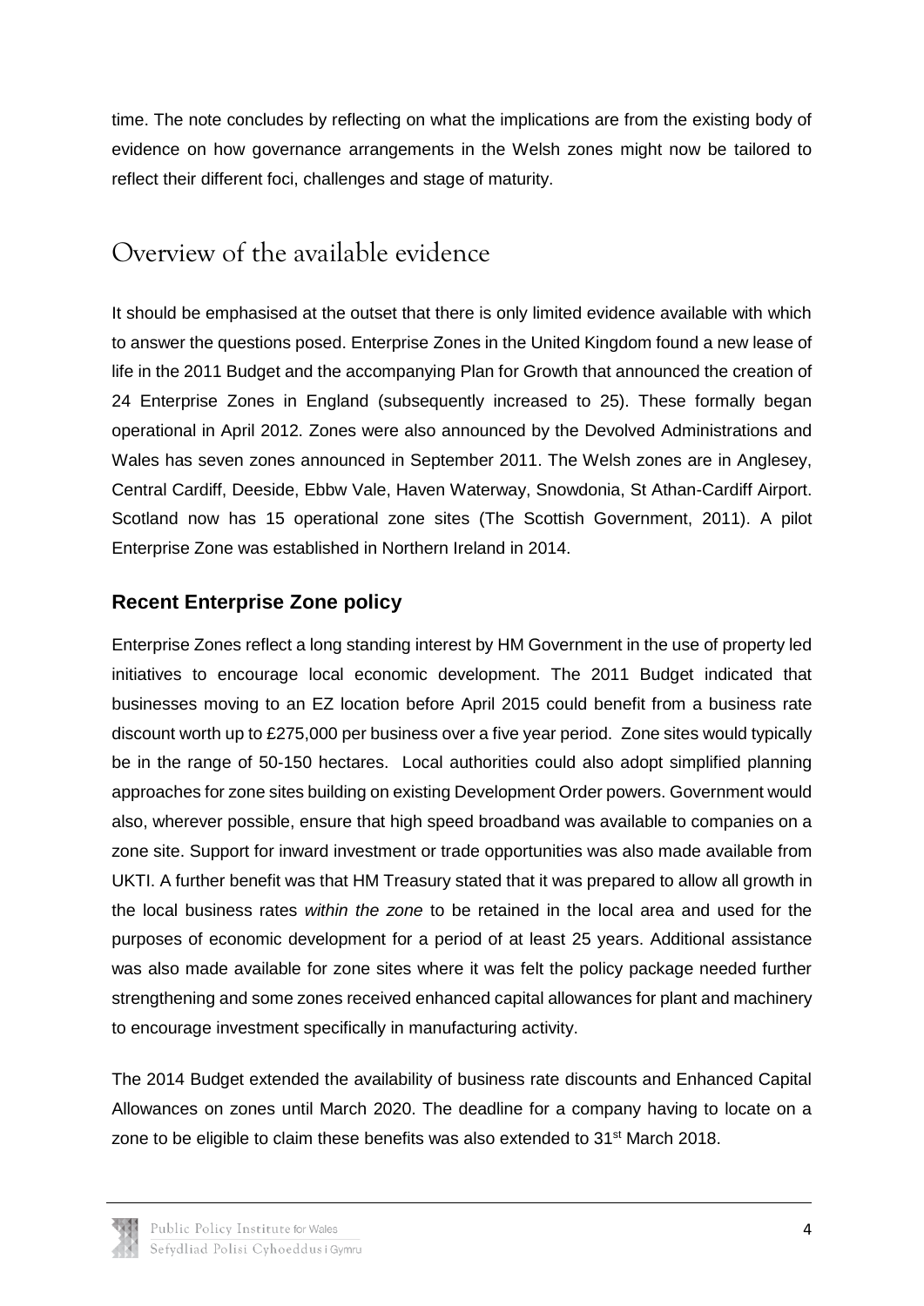time. The note concludes by reflecting on what the implications are from the existing body of evidence on how governance arrangements in the Welsh zones might now be tailored to reflect their different foci, challenges and stage of maturity.

# Overview of the available evidence

It should be emphasised at the outset that there is only limited evidence available with which to answer the questions posed. Enterprise Zones in the United Kingdom found a new lease of life in the 2011 Budget and the accompanying Plan for Growth that announced the creation of 24 Enterprise Zones in England (subsequently increased to 25). These formally began operational in April 2012. Zones were also announced by the Devolved Administrations and Wales has seven zones announced in September 2011. The Welsh zones are in Anglesey, Central Cardiff, Deeside, Ebbw Vale, Haven Waterway, Snowdonia, St Athan-Cardiff Airport. Scotland now has 15 operational zone sites (The Scottish Government, 2011). A pilot Enterprise Zone was established in Northern Ireland in 2014.

## Recent Enterprise Zone policy

Enterprise Zones reflect a long standing interest by HM Government in the use of property led initiatives to encourage local economic development. The 2011 Budget indicated that businesses moving to an EZ location before April 2015 could benefit from a business rate discount worth up to £275,000 per business over a five year period. Zone sites would typically be in the range of 50-150 hectares. Local authorities could also adopt simplified planning approaches for zone sites building on existing Development Order powers. Government would also, wherever possible, ensure that high speed broadband was available to companies on a zone site. Support for inward investment or trade opportunities was also made available from UKTI. A further benefit was that HM Treasury stated that it was prepared to allow all growth in the local business rates *within the zone* to be retained in the local area and used for the purposes of economic development for a period of at least 25 years. Additional assistance was also made available for zone sites where it was felt the policy package needed further strengthening and some zones received enhanced capital allowances for plant and machinery to encourage investment specifically in manufacturing activity.

The 2014 Budget extended the availability of business rate discounts and Enhanced Capital Allowances on zones until March 2020. The deadline for a company having to locate on a zone to be eligible to claim these benefits was also extended to 31st March 2018.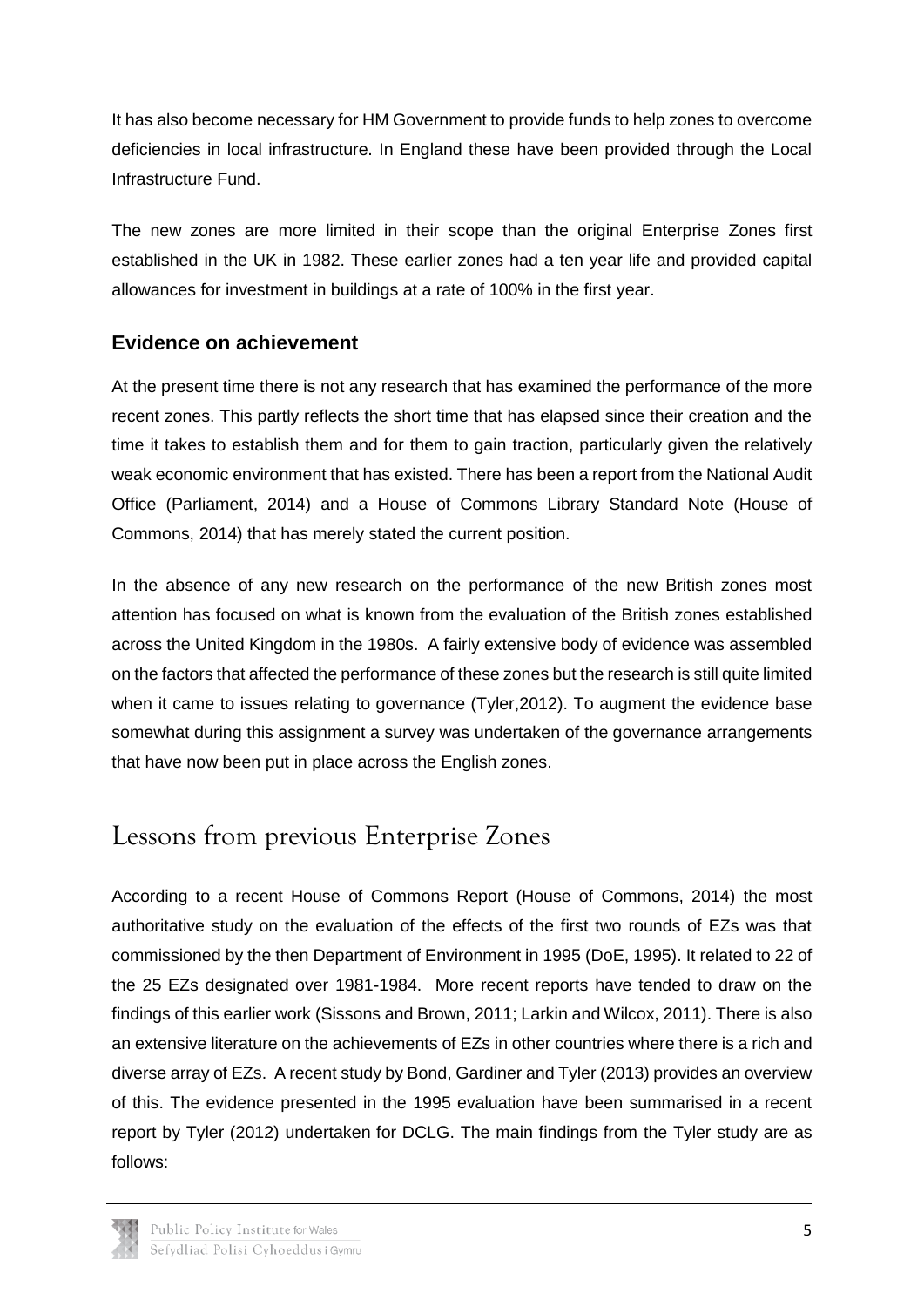It has also become necessary for HM Government to provide funds to help zones to overcome deficiencies in local infrastructure. In England these have been provided through the Local Infrastructure Fund.

The new zones are more limited in their scope than the original Enterprise Zones first established in the UK in 1982. These earlier zones had a ten year life and provided capital allowances for investment in buildings at a rate of 100% in the first year.

### Evidence on achievement

At the present time there is not any research that has examined the performance of the more recent zones. This partly reflects the short time that has elapsed since their creation and the time it takes to establish them and for them to gain traction, particularly given the relatively weak economic environment that has existed. There has been a report from the National Audit Office (Parliament, 2014) and a House of Commons Library Standard Note (House of Commons, 2014) that has merely stated the current position.

In the absence of any new research on the performance of the new British zones most attention has focused on what is known from the evaluation of the British zones established across the United Kingdom in the 1980s. A fairly extensive body of evidence was assembled on the factors that affected the performance of these zones but the research is still quite limited when it came to issues relating to governance (Tyler,2012). To augment the evidence base somewhat during this assignment a survey was undertaken of the governance arrangements that have now been put in place across the English zones.

## Lessons from previous Enterprise Zones

According to a recent House of Commons Report (House of Commons, 2014) the most authoritative study on the evaluation of the effects of the first two rounds of EZs was that commissioned by the then Department of Environment in 1995 (DoE, 1995). It related to 22 of the 25 EZs designated over 1981-1984. More recent reports have tended to draw on the findings of this earlier work (Sissons and Brown, 2011; Larkin and Wilcox, 2011). There is also an extensive literature on the achievements of EZs in other countries where there is a rich and diverse array of EZs. A recent study by Bond, Gardiner and Tyler (2013) provides an overview of this. The evidence presented in the 1995 evaluation have been summarised in a recent report by Tyler (2012) undertaken for DCLG. The main findings from the Tyler study are as follows: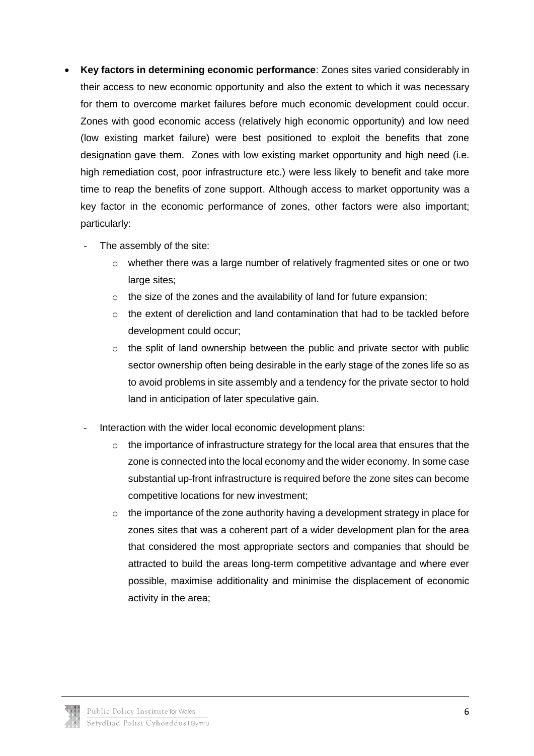- **Key factors in determining economic performance**: Zones sites varied considerably in their access to new economic opportunity and also the extent to which it was necessary for them to overcome market failures before much economic development could occur. Zones with good economic access (relatively high economic opportunity) and low need (low existing market failure) were best positioned to exploit the benefits that zone designation gave them. Zones with low existing market opportunity and high need (i.e. high remediation cost, poor infrastructure etc.) were less likely to benefit and take more time to reap the benefits of zone support. Although access to market opportunity was a key factor in the economic performance of zones, other factors were also important; particularly:
  - The assembly of the site:
    - whether there was a large number of relatively fragmented sites or one or two large sites;
    - the size of the zones and the availability of land for future expansion;
    - the extent of dereliction and land contamination that had to be tackled before development could occur;
    - the split of land ownership between the public and private sector with public sector ownership often being desirable in the early stage of the zones life so as to avoid problems in site assembly and a tendency for the private sector to hold land in anticipation of later speculative gain.
  - Interaction with the wider local economic development plans:
    - the importance of infrastructure strategy for the local area that ensures that the zone is connected into the local economy and the wider economy. In some case substantial up-front infrastructure is required before the zone sites can become competitive locations for new investment;
    - the importance of the zone authority having a development strategy in place for zones sites that was a coherent part of a wider development plan for the area that considered the most appropriate sectors and companies that should be attracted to build the areas long-term competitive advantage and where ever possible, maximise additionality and minimise the displacement of economic activity in the area;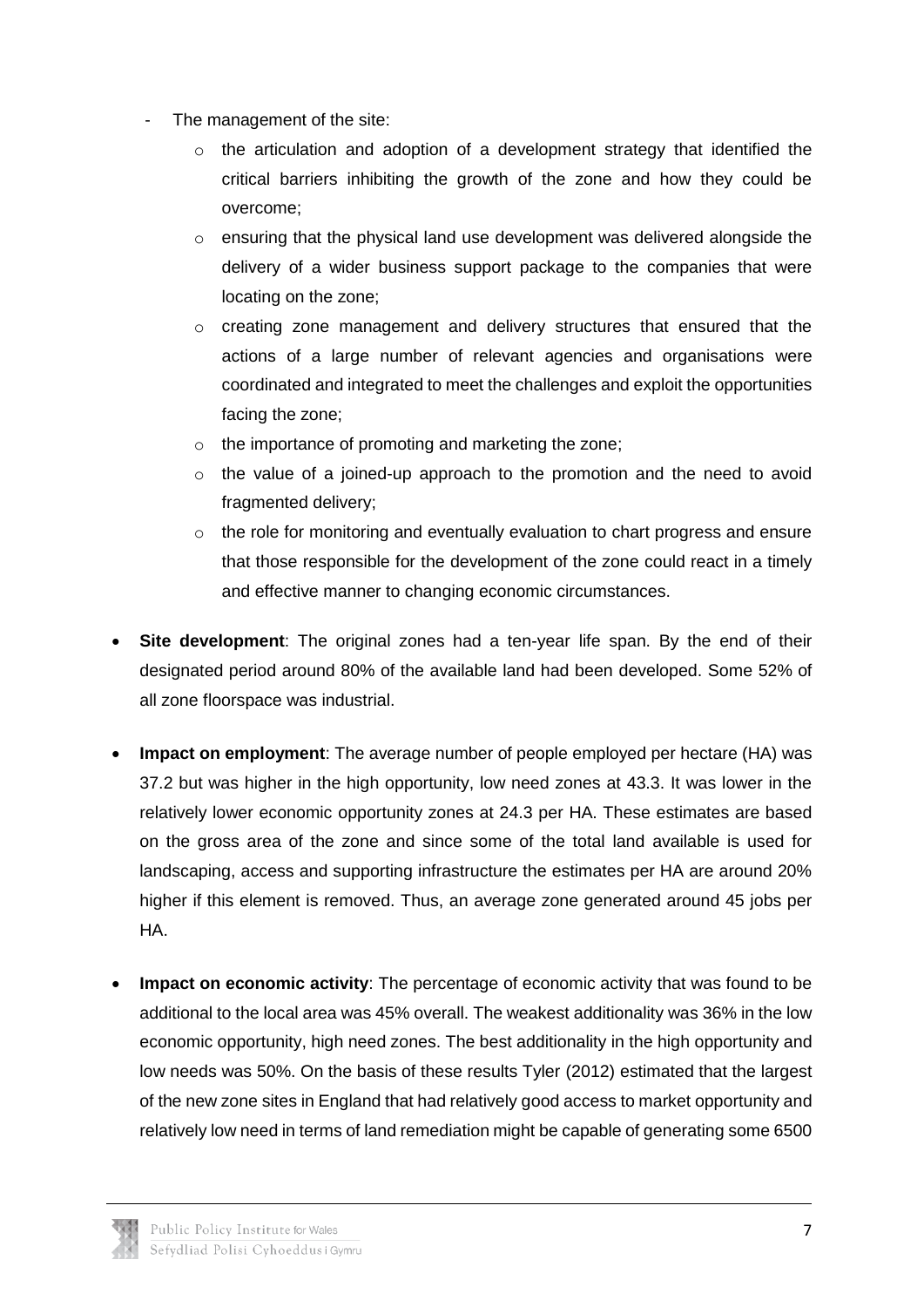- The management of the site:
    - the articulation and adoption of a development strategy that identified the critical barriers inhibiting the growth of the zone and how they could be overcome;
    - ensuring that the physical land use development was delivered alongside the delivery of a wider business support package to the companies that were locating on the zone;
    - creating zone management and delivery structures that ensured that the actions of a large number of relevant agencies and organisations were coordinated and integrated to meet the challenges and exploit the opportunities facing the zone;
    - the importance of promoting and marketing the zone;
    - the value of a joined-up approach to the promotion and the need to avoid fragmented delivery;
    - the role for monitoring and eventually evaluation to chart progress and ensure that those responsible for the development of the zone could react in a timely and effective manner to changing economic circumstances.

- **Site development**: The original zones had a ten-year life span. By the end of their designated period around 80% of the available land had been developed. Some 52% of all zone floorspace was industrial.

- **Impact on employment**: The average number of people employed per hectare (HA) was 37.2 but was higher in the high opportunity, low need zones at 43.3. It was lower in the relatively lower economic opportunity zones at 24.3 per HA. These estimates are based on the gross area of the zone and since some of the total land available is used for landscaping, access and supporting infrastructure the estimates per HA are around 20% higher if this element is removed. Thus, an average zone generated around 45 jobs per HA.

- **Impact on economic activity**: The percentage of economic activity that was found to be additional to the local area was 45% overall. The weakest additionality was 36% in the low economic opportunity, high need zones. The best additionality in the high opportunity and low needs was 50%. On the basis of these results Tyler (2012) estimated that the largest of the new zone sites in England that had relatively good access to market opportunity and relatively low need in terms of land remediation might be capable of generating some 6500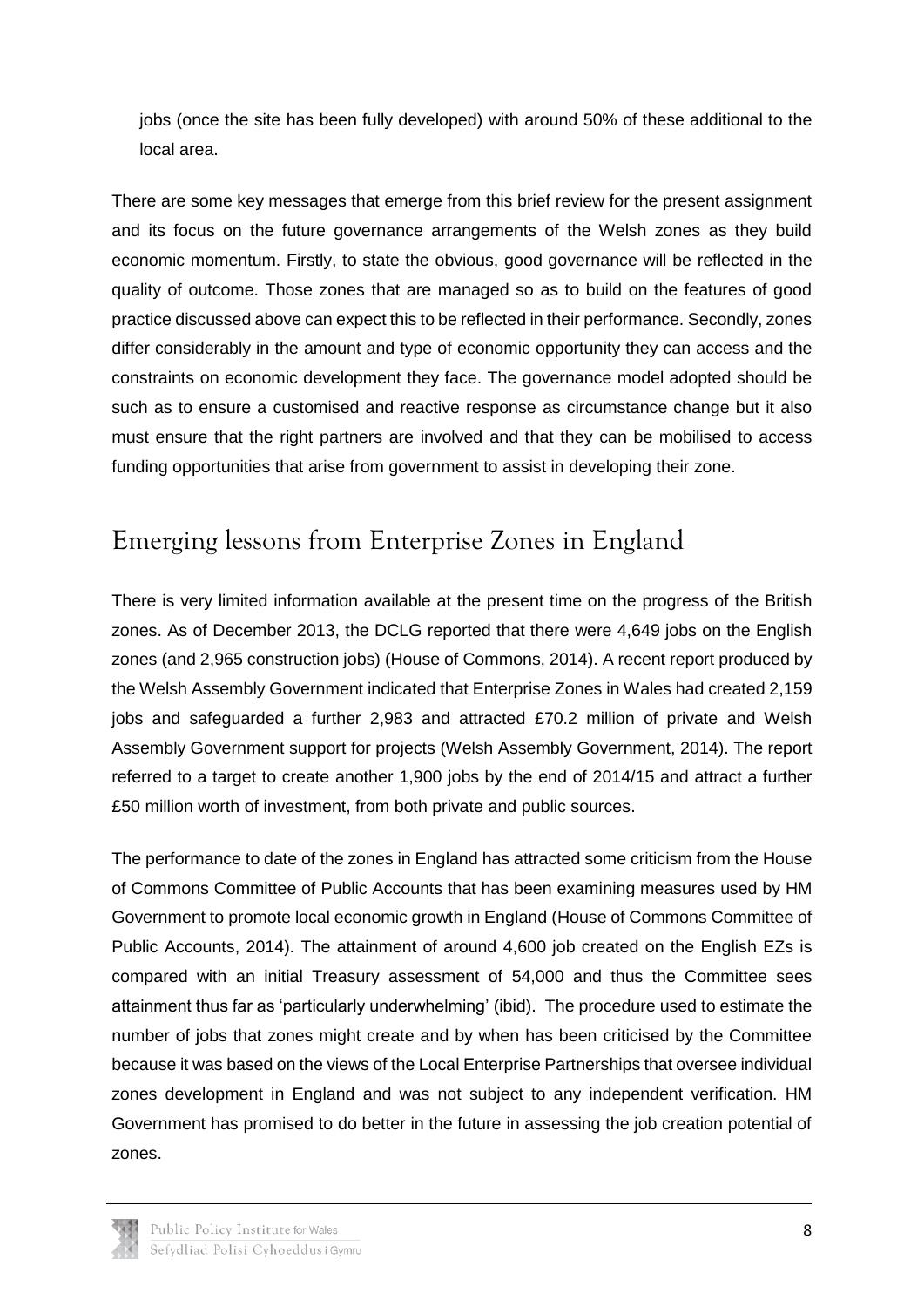jobs (once the site has been fully developed) with around 50% of these additional to the local area.

There are some key messages that emerge from this brief review for the present assignment and its focus on the future governance arrangements of the Welsh zones as they build economic momentum. Firstly, to state the obvious, good governance will be reflected in the quality of outcome. Those zones that are managed so as to build on the features of good practice discussed above can expect this to be reflected in their performance. Secondly, zones differ considerably in the amount and type of economic opportunity they can access and the constraints on economic development they face. The governance model adopted should be such as to ensure a customised and reactive response as circumstance change but it also must ensure that the right partners are involved and that they can be mobilised to access funding opportunities that arise from government to assist in developing their zone.

## Emerging lessons from Enterprise Zones in England

There is very limited information available at the present time on the progress of the British zones. As of December 2013, the DCLG reported that there were 4,649 jobs on the English zones (and 2,965 construction jobs) (House of Commons, 2014). A recent report produced by the Welsh Assembly Government indicated that Enterprise Zones in Wales had created 2,159 jobs and safeguarded a further 2,983 and attracted £70.2 million of private and Welsh Assembly Government support for projects (Welsh Assembly Government, 2014). The report referred to a target to create another 1,900 jobs by the end of 2014/15 and attract a further £50 million worth of investment, from both private and public sources.

The performance to date of the zones in England has attracted some criticism from the House of Commons Committee of Public Accounts that has been examining measures used by HM Government to promote local economic growth in England (House of Commons Committee of Public Accounts, 2014). The attainment of around 4,600 job created on the English EZs is compared with an initial Treasury assessment of 54,000 and thus the Committee sees attainment thus far as 'particularly underwhelming' (ibid). The procedure used to estimate the number of jobs that zones might create and by when has been criticised by the Committee because it was based on the views of the Local Enterprise Partnerships that oversee individual zones development in England and was not subject to any independent verification. HM Government has promised to do better in the future in assessing the job creation potential of zones.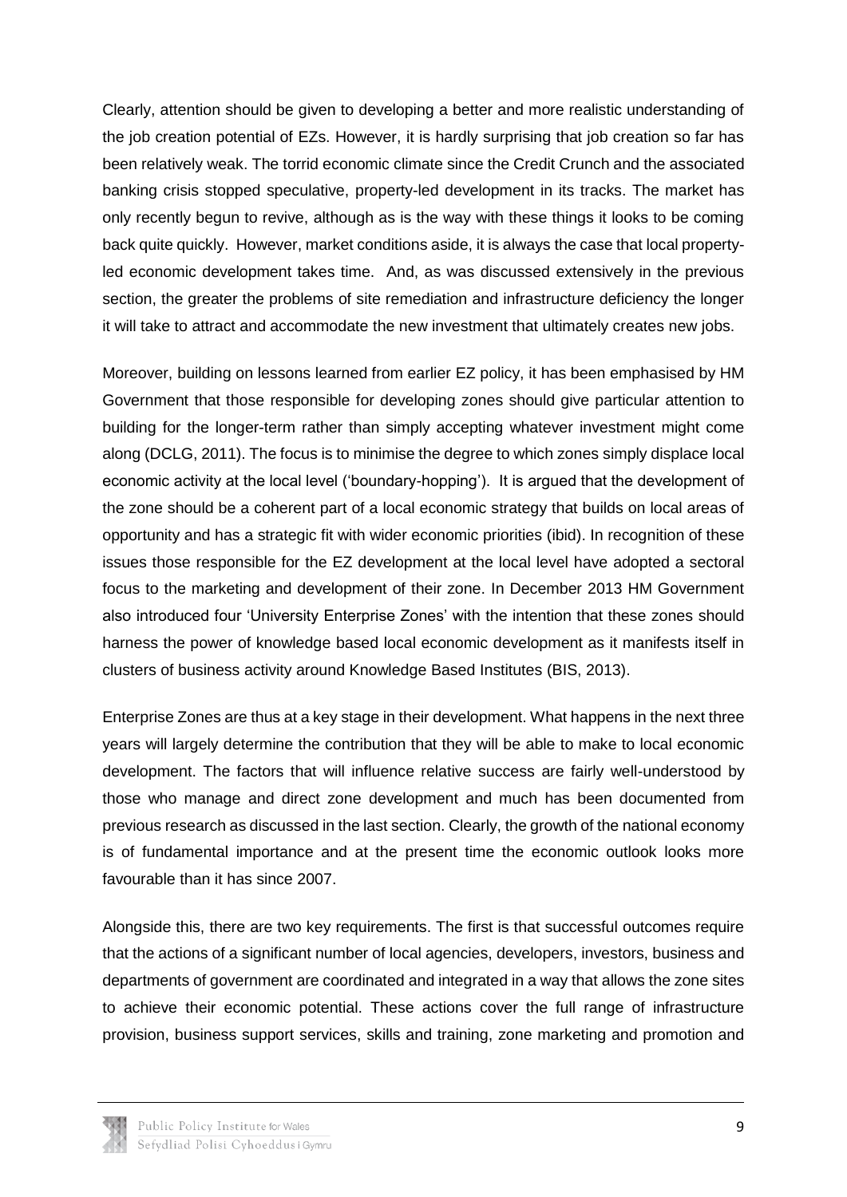Clearly, attention should be given to developing a better and more realistic understanding of the job creation potential of EZs. However, it is hardly surprising that job creation so far has been relatively weak. The torrid economic climate since the Credit Crunch and the associated banking crisis stopped speculative, property-led development in its tracks. The market has only recently begun to revive, although as is the way with these things it looks to be coming back quite quickly. However, market conditions aside, it is always the case that local property-led economic development takes time. And, as was discussed extensively in the previous section, the greater the problems of site remediation and infrastructure deficiency the longer it will take to attract and accommodate the new investment that ultimately creates new jobs.

Moreover, building on lessons learned from earlier EZ policy, it has been emphasised by HM Government that those responsible for developing zones should give particular attention to building for the longer-term rather than simply accepting whatever investment might come along (DCLG, 2011). The focus is to minimise the degree to which zones simply displace local economic activity at the local level ('boundary-hopping'). It is argued that the development of the zone should be a coherent part of a local economic strategy that builds on local areas of opportunity and has a strategic fit with wider economic priorities (ibid). In recognition of these issues those responsible for the EZ development at the local level have adopted a sectoral focus to the marketing and development of their zone. In December 2013 HM Government also introduced four 'University Enterprise Zones' with the intention that these zones should harness the power of knowledge based local economic development as it manifests itself in clusters of business activity around Knowledge Based Institutes (BIS, 2013).

Enterprise Zones are thus at a key stage in their development. What happens in the next three years will largely determine the contribution that they will be able to make to local economic development. The factors that will influence relative success are fairly well-understood by those who manage and direct zone development and much has been documented from previous research as discussed in the last section. Clearly, the growth of the national economy is of fundamental importance and at the present time the economic outlook looks more favourable than it has since 2007.

Alongside this, there are two key requirements. The first is that successful outcomes require that the actions of a significant number of local agencies, developers, investors, business and departments of government are coordinated and integrated in a way that allows the zone sites to achieve their economic potential. These actions cover the full range of infrastructure provision, business support services, skills and training, zone marketing and promotion and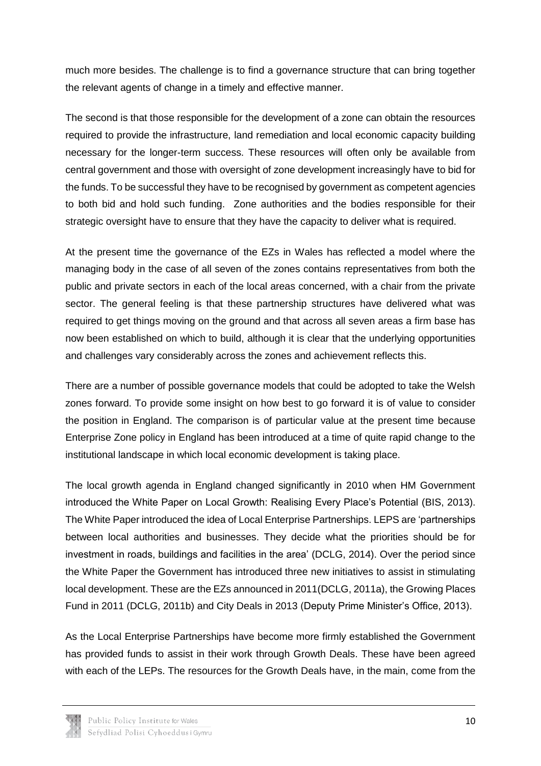much more besides. The challenge is to find a governance structure that can bring together the relevant agents of change in a timely and effective manner.

The second is that those responsible for the development of a zone can obtain the resources required to provide the infrastructure, land remediation and local economic capacity building necessary for the longer-term success. These resources will often only be available from central government and those with oversight of zone development increasingly have to bid for the funds. To be successful they have to be recognised by government as competent agencies to both bid and hold such funding. Zone authorities and the bodies responsible for their strategic oversight have to ensure that they have the capacity to deliver what is required.

At the present time the governance of the EZs in Wales has reflected a model where the managing body in the case of all seven of the zones contains representatives from both the public and private sectors in each of the local areas concerned, with a chair from the private sector. The general feeling is that these partnership structures have delivered what was required to get things moving on the ground and that across all seven areas a firm base has now been established on which to build, although it is clear that the underlying opportunities and challenges vary considerably across the zones and achievement reflects this.

There are a number of possible governance models that could be adopted to take the Welsh zones forward. To provide some insight on how best to go forward it is of value to consider the position in England. The comparison is of particular value at the present time because Enterprise Zone policy in England has been introduced at a time of quite rapid change to the institutional landscape in which local economic development is taking place.

The local growth agenda in England changed significantly in 2010 when HM Government introduced the White Paper on Local Growth: Realising Every Place's Potential (BIS, 2013). The White Paper introduced the idea of Local Enterprise Partnerships. LEPS are 'partnerships between local authorities and businesses. They decide what the priorities should be for investment in roads, buildings and facilities in the area' (DCLG, 2014). Over the period since the White Paper the Government has introduced three new initiatives to assist in stimulating local development. These are the EZs announced in 2011(DCLG, 2011a), the Growing Places Fund in 2011 (DCLG, 2011b) and City Deals in 2013 (Deputy Prime Minister's Office, 2013).

As the Local Enterprise Partnerships have become more firmly established the Government has provided funds to assist in their work through Growth Deals. These have been agreed with each of the LEPs. The resources for the Growth Deals have, in the main, come from the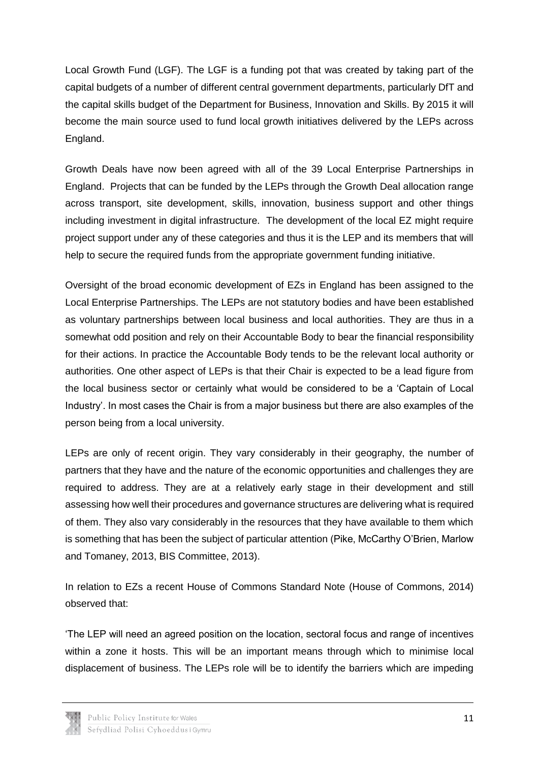Local Growth Fund (LGF). The LGF is a funding pot that was created by taking part of the capital budgets of a number of different central government departments, particularly DfT and the capital skills budget of the Department for Business, Innovation and Skills. By 2015 it will become the main source used to fund local growth initiatives delivered by the LEPs across England.

Growth Deals have now been agreed with all of the 39 Local Enterprise Partnerships in England. Projects that can be funded by the LEPs through the Growth Deal allocation range across transport, site development, skills, innovation, business support and other things including investment in digital infrastructure. The development of the local EZ might require project support under any of these categories and thus it is the LEP and its members that will help to secure the required funds from the appropriate government funding initiative.

Oversight of the broad economic development of EZs in England has been assigned to the Local Enterprise Partnerships. The LEPs are not statutory bodies and have been established as voluntary partnerships between local business and local authorities. They are thus in a somewhat odd position and rely on their Accountable Body to bear the financial responsibility for their actions. In practice the Accountable Body tends to be the relevant local authority or authorities. One other aspect of LEPs is that their Chair is expected to be a lead figure from the local business sector or certainly what would be considered to be a 'Captain of Local Industry'. In most cases the Chair is from a major business but there are also examples of the person being from a local university.

LEPs are only of recent origin. They vary considerably in their geography, the number of partners that they have and the nature of the economic opportunities and challenges they are required to address. They are at a relatively early stage in their development and still assessing how well their procedures and governance structures are delivering what is required of them. They also vary considerably in the resources that they have available to them which is something that has been the subject of particular attention (Pike, McCarthy O'Brien, Marlow and Tomaney, 2013, BIS Committee, 2013).

In relation to EZs a recent House of Commons Standard Note (House of Commons, 2014) observed that:

'The LEP will need an agreed position on the location, sectoral focus and range of incentives within a zone it hosts. This will be an important means through which to minimise local displacement of business. The LEPs role will be to identify the barriers which are impeding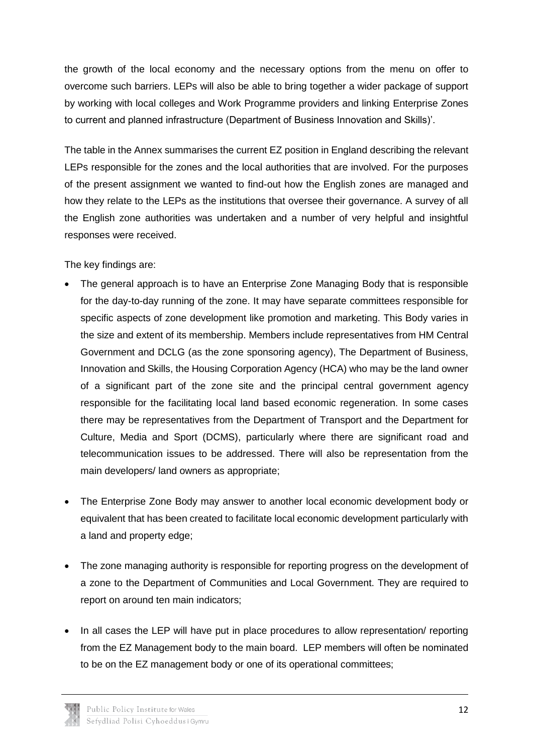the growth of the local economy and the necessary options from the menu on offer to overcome such barriers. LEPs will also be able to bring together a wider package of support by working with local colleges and Work Programme providers and linking Enterprise Zones to current and planned infrastructure (Department of Business Innovation and Skills)'.

The table in the Annex summarises the current EZ position in England describing the relevant LEPs responsible for the zones and the local authorities that are involved. For the purposes of the present assignment we wanted to find-out how the English zones are managed and how they relate to the LEPs as the institutions that oversee their governance. A survey of all the English zone authorities was undertaken and a number of very helpful and insightful responses were received.

The key findings are:

- The general approach is to have an Enterprise Zone Managing Body that is responsible for the day-to-day running of the zone. It may have separate committees responsible for specific aspects of zone development like promotion and marketing. This Body varies in the size and extent of its membership. Members include representatives from HM Central Government and DCLG (as the zone sponsoring agency), The Department of Business, Innovation and Skills, the Housing Corporation Agency (HCA) who may be the land owner of a significant part of the zone site and the principal central government agency responsible for the facilitating local land based economic regeneration. In some cases there may be representatives from the Department of Transport and the Department for Culture, Media and Sport (DCMS), particularly where there are significant road and telecommunication issues to be addressed. There will also be representation from the main developers/ land owners as appropriate;

- The Enterprise Zone Body may answer to another local economic development body or equivalent that has been created to facilitate local economic development particularly with a land and property edge;

- The zone managing authority is responsible for reporting progress on the development of a zone to the Department of Communities and Local Government. They are required to report on around ten main indicators;

- In all cases the LEP will have put in place procedures to allow representation/ reporting from the EZ Management body to the main board. LEP members will often be nominated to be on the EZ management body or one of its operational committees;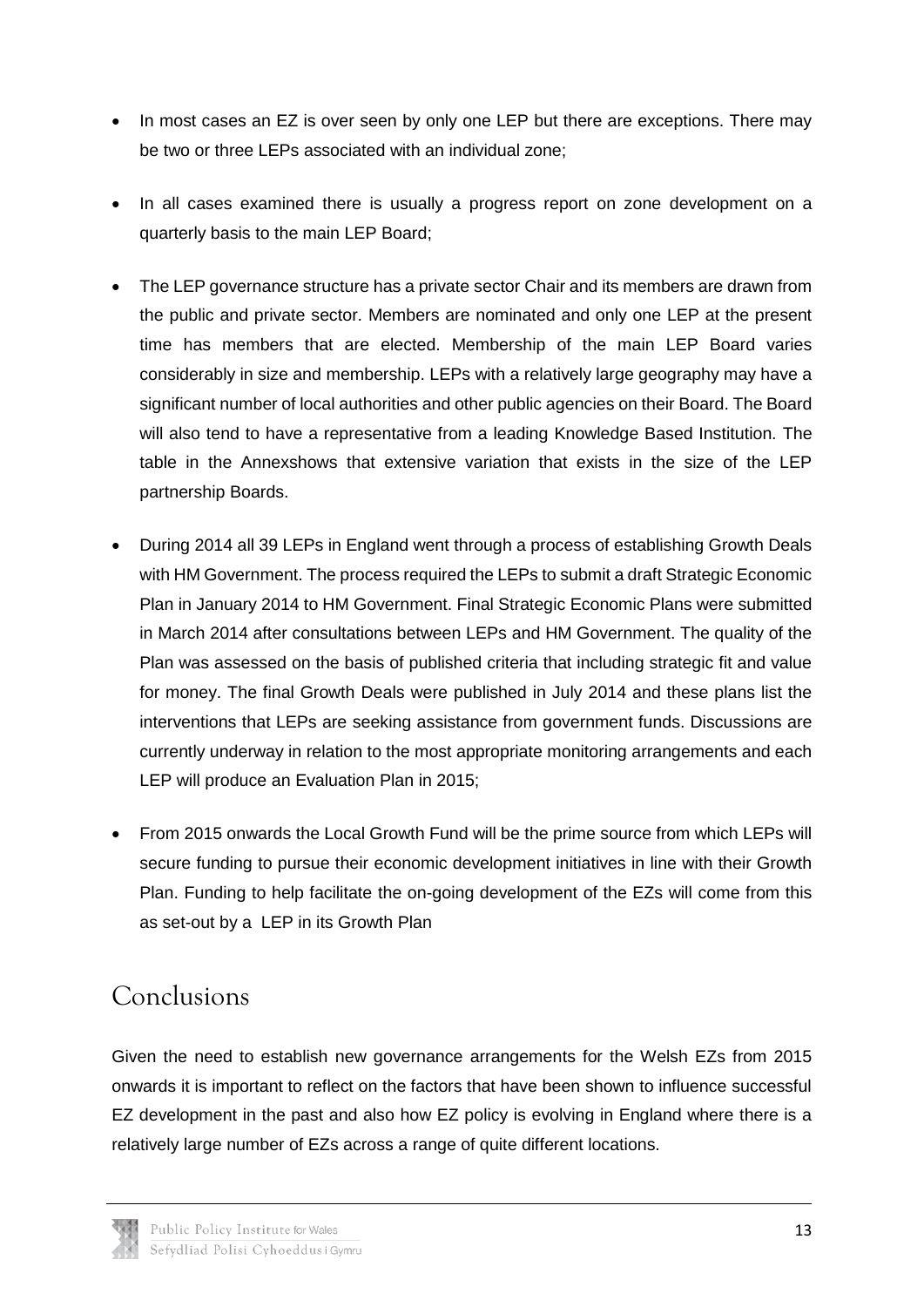- In most cases an EZ is over seen by only one LEP but there are exceptions. There may be two or three LEPs associated with an individual zone;
- In all cases examined there is usually a progress report on zone development on a quarterly basis to the main LEP Board;
- The LEP governance structure has a private sector Chair and its members are drawn from the public and private sector. Members are nominated and only one LEP at the present time has members that are elected. Membership of the main LEP Board varies considerably in size and membership. LEPs with a relatively large geography may have a significant number of local authorities and other public agencies on their Board. The Board will also tend to have a representative from a leading Knowledge Based Institution. The table in the Annexshows that extensive variation that exists in the size of the LEP partnership Boards.
- During 2014 all 39 LEPs in England went through a process of establishing Growth Deals with HM Government. The process required the LEPs to submit a draft Strategic Economic Plan in January 2014 to HM Government. Final Strategic Economic Plans were submitted in March 2014 after consultations between LEPs and HM Government. The quality of the Plan was assessed on the basis of published criteria that including strategic fit and value for money. The final Growth Deals were published in July 2014 and these plans list the interventions that LEPs are seeking assistance from government funds. Discussions are currently underway in relation to the most appropriate monitoring arrangements and each LEP will produce an Evaluation Plan in 2015;
- From 2015 onwards the Local Growth Fund will be the prime source from which LEPs will secure funding to pursue their economic development initiatives in line with their Growth Plan. Funding to help facilitate the on-going development of the EZs will come from this as set-out by a LEP in its Growth Plan

## Conclusions

Given the need to establish new governance arrangements for the Welsh EZs from 2015 onwards it is important to reflect on the factors that have been shown to influence successful EZ development in the past and also how EZ policy is evolving in England where there is a relatively large number of EZs across a range of quite different locations.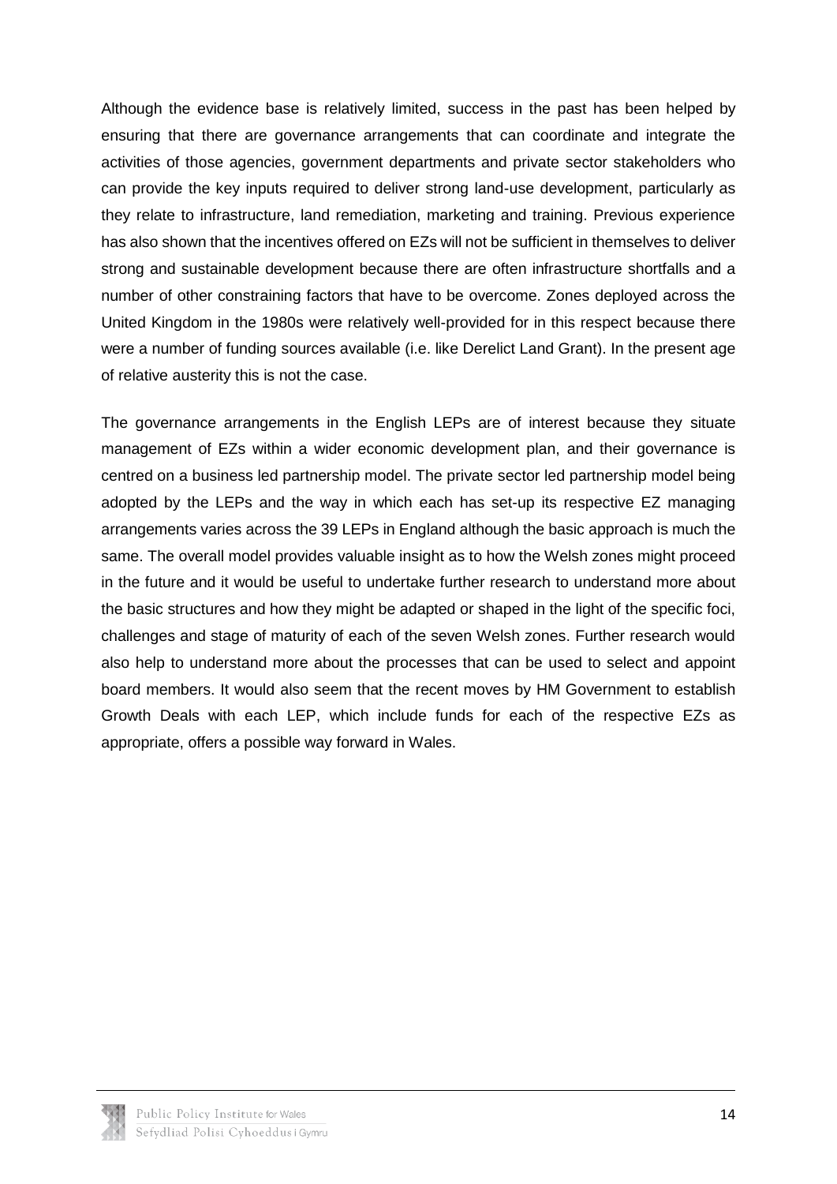Although the evidence base is relatively limited, success in the past has been helped by ensuring that there are governance arrangements that can coordinate and integrate the activities of those agencies, government departments and private sector stakeholders who can provide the key inputs required to deliver strong land-use development, particularly as they relate to infrastructure, land remediation, marketing and training. Previous experience has also shown that the incentives offered on EZs will not be sufficient in themselves to deliver strong and sustainable development because there are often infrastructure shortfalls and a number of other constraining factors that have to be overcome. Zones deployed across the United Kingdom in the 1980s were relatively well-provided for in this respect because there were a number of funding sources available (i.e. like Derelict Land Grant). In the present age of relative austerity this is not the case.

The governance arrangements in the English LEPs are of interest because they situate management of EZs within a wider economic development plan, and their governance is centred on a business led partnership model. The private sector led partnership model being adopted by the LEPs and the way in which each has set-up its respective EZ managing arrangements varies across the 39 LEPs in England although the basic approach is much the same. The overall model provides valuable insight as to how the Welsh zones might proceed in the future and it would be useful to undertake further research to understand more about the basic structures and how they might be adapted or shaped in the light of the specific foci, challenges and stage of maturity of each of the seven Welsh zones. Further research would also help to understand more about the processes that can be used to select and appoint board members. It would also seem that the recent moves by HM Government to establish Growth Deals with each LEP, which include funds for each of the respective EZs as appropriate, offers a possible way forward in Wales.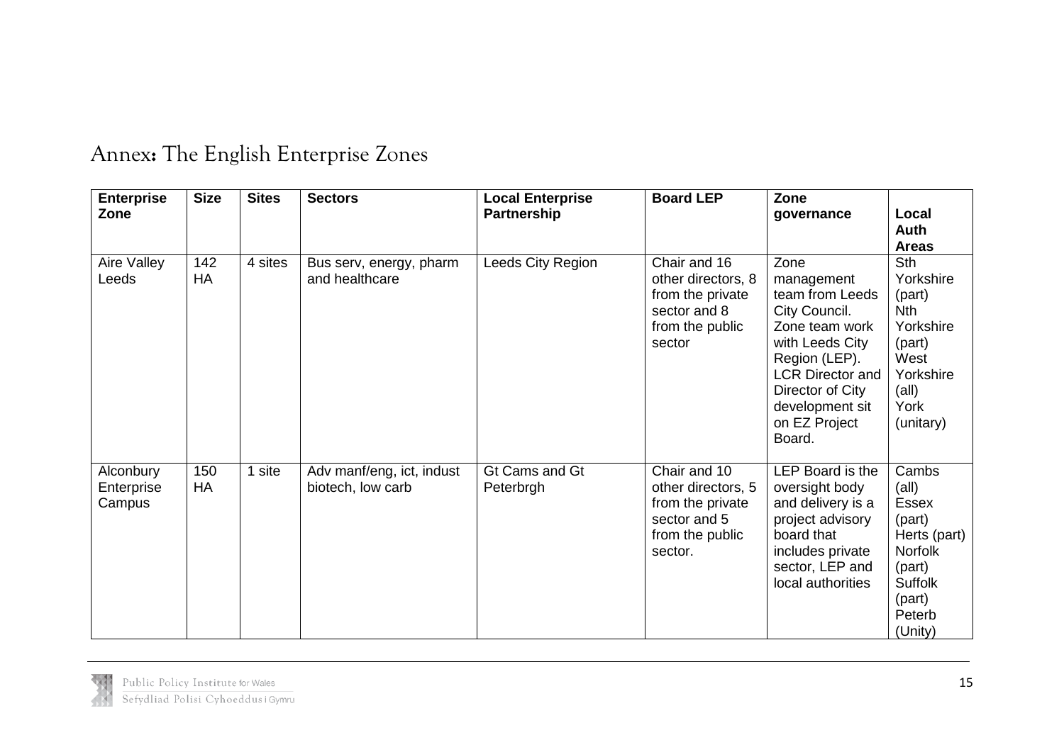# Annex: The English Enterprise Zones

| Enterprise Zone | Size | Sites | Sectors | Local Enterprise Partnership | Board LEP | Zone governance | Local Auth Areas |
|---|---|---|---|---|---|---|---|
| Aire Valley Leeds | 142 HA | 4 sites | Bus serv, energy, pharm and healthcare | Leeds City Region | Chair and 16 other directors, 8 from the private sector and 8 from the public sector | Zone management team from Leeds City Council. Zone team work with Leeds City Region (LEP). LCR Director and Director of City development sit on EZ Project Board. | Sth Yorkshire (part) Nth Yorkshire (part) West Yorkshire (all) York (unitary) |
| Alconbury Enterprise Campus | 150 HA | 1 site | Adv manf/eng, ict, indust biotech, low carb | Gt Cams and Gt Peterbrgh | Chair and 10 other directors, 5 from the private sector and 5 from the public sector. | LEP Board is the oversight body and delivery is a project advisory board that includes private sector, LEP and local authorities | Cambs (all) Essex (part) Herts (part) Norfolk (part) Suffolk (part) Peterb (Unity) |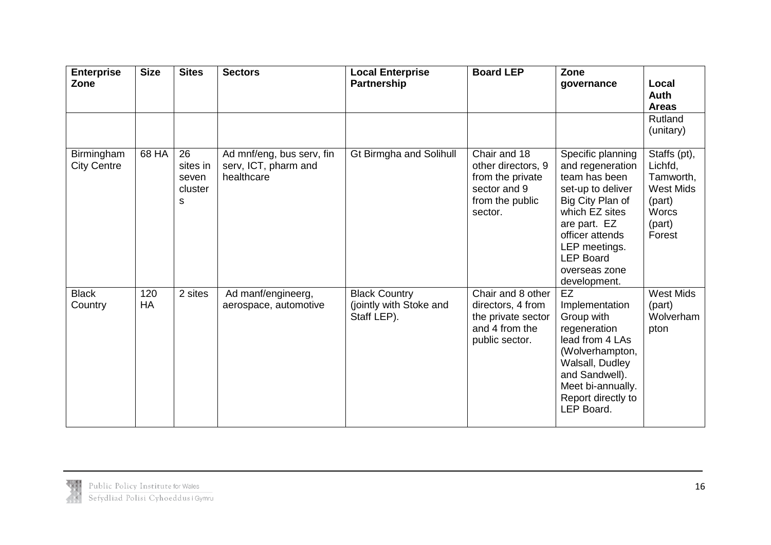| Enterprise Zone | Size | Sites | Sectors | Local Enterprise Partnership | Board LEP | Zone governance | Local Auth Areas |
|---|---|---|---|---|---|---|---|
| | | | | | | | Rutland (unitary) |
| Birmingham City Centre | 68 HA | 26 sites in seven clusters | Ad mnf/eng, bus serv, fin serv, ICT, pharm and healthcare | Gt Birmgha and Solihull | Chair and 18 other directors, 9 from the private sector and 9 from the public sector. | Specific planning and regeneration team has been set-up to deliver Big City Plan of which EZ sites are part. EZ officer attends LEP meetings. LEP Board overseas zone development. | Staffs (pt), Lichfd, Tamworth, West Mids (part) Worcs (part) Forest |
| Black Country | 120 HA | 2 sites | Ad manf/engineerg, aerospace, automotive | Black Country (jointly with Stoke and Staff LEP). | Chair and 8 other directors, 4 from the private sector and 4 from the public sector. | EZ Implementation Group with regeneration lead from 4 LAs (Wolverhampton, Walsall, Dudley and Sandwell). Meet bi-annually. Report directly to LEP Board. | West Mids (part) Wolverhampton |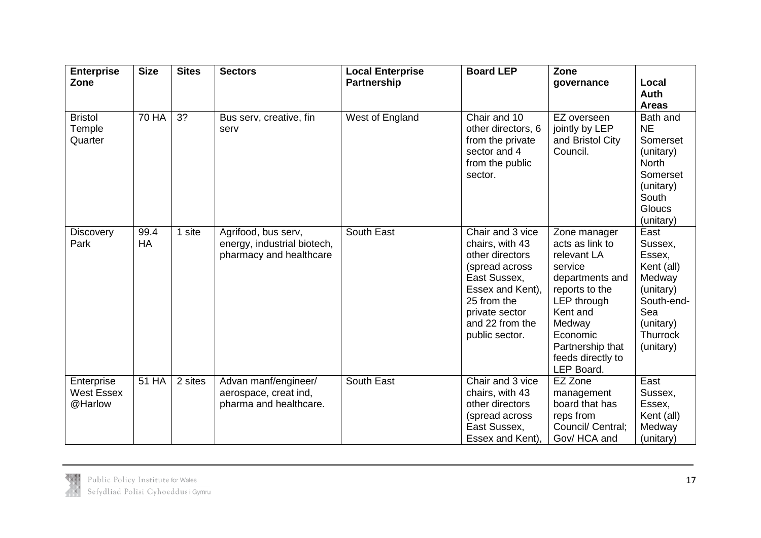| Enterprise Zone | Size | Sites | Sectors | Local Enterprise Partnership | Board LEP | Zone governance | Local Auth Areas |
|---|---|---|---|---|---|---|---|
| Bristol Temple Quarter | 70 HA | 3? | Bus serv, creative, fin serv | West of England | Chair and 10 other directors, 6 from the private sector and 4 from the public sector. | EZ overseen jointly by LEP and Bristol City Council. | Bath and NE Somerset (unitary) North Somerset (unitary) South Gloucs (unitary) |
| Discovery Park | 99.4 HA | 1 site | Agrifood, bus serv, energy, industrial biotech, pharmacy and healthcare | South East | Chair and 3 vice chairs, with 43 other directors (spread across East Sussex, Essex and Kent), 25 from the private sector and 22 from the public sector. | Zone manager acts as link to relevant LA service departments and reports to the LEP through Kent and Medway Economic Partnership that feeds directly to LEP Board. | East Sussex, Essex, Kent (all) Medway (unitary) South-end-Sea (unitary) Thurrock (unitary) |
| Enterprise West Essex @Harlow | 51 HA | 2 sites | Advan manf/engineer/ aerospace, creat ind, pharma and healthcare. | South East | Chair and 3 vice chairs, with 43 other directors (spread across East Sussex, Essex and Kent), | EZ Zone management board that has reps from Council/ Central; Gov/ HCA and | East Sussex, Essex, Kent (all) Medway (unitary) |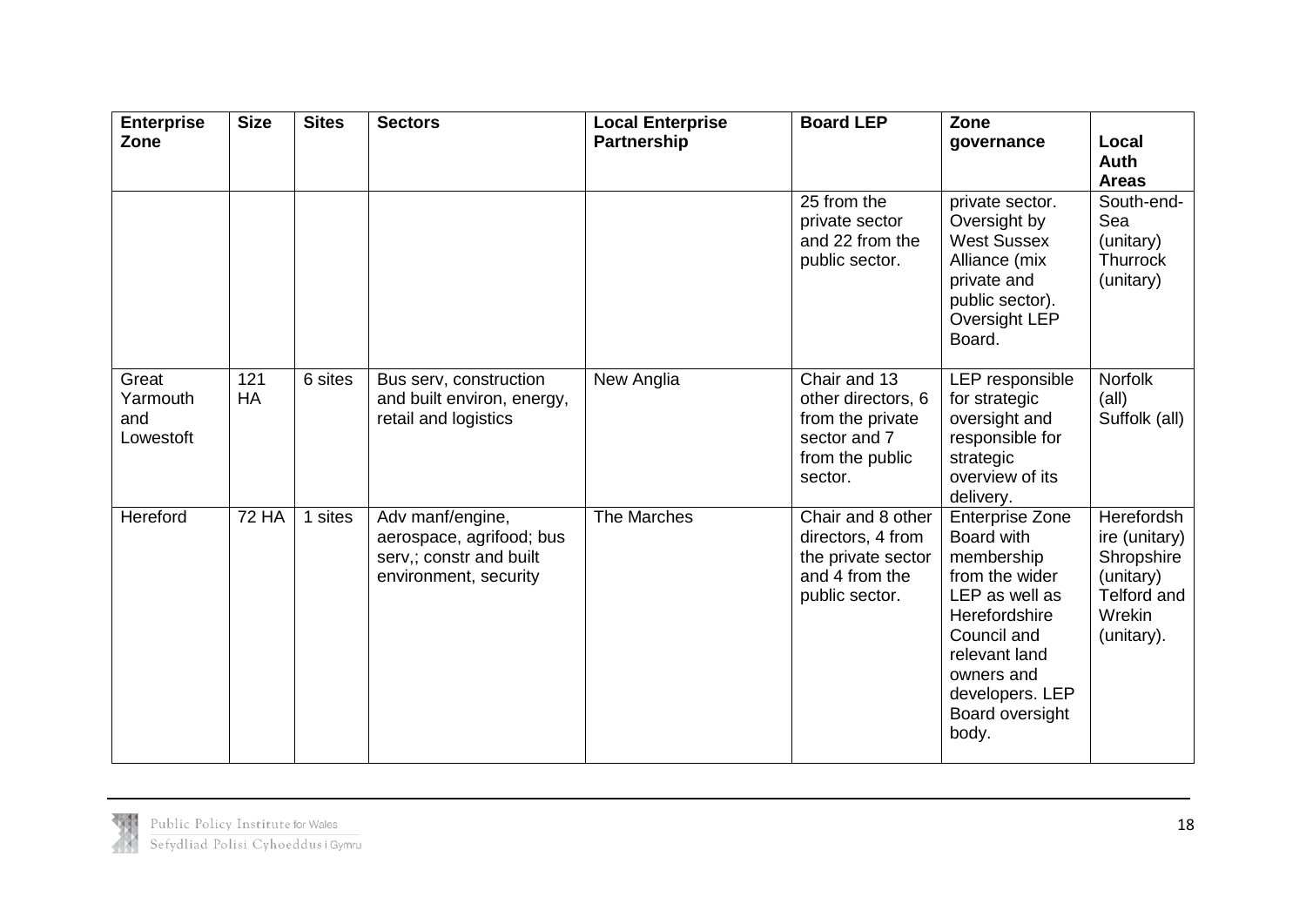| Enterprise Zone | Size | Sites | Sectors | Local Enterprise Partnership | Board LEP | Zone governance | Local Auth Areas |
|---|---|---|---|---|---|---|---|
| | | | | | 25 from the private sector and 22 from the public sector. | private sector. Oversight by West Sussex Alliance (mix private and public sector). Oversight LEP Board. | South-end-Sea (unitary) Thurrock (unitary) |
| Great Yarmouth and Lowestoft | 121 HA | 6 sites | Bus serv, construction and built environ, energy, retail and logistics | New Anglia | Chair and 13 other directors, 6 from the private sector and 7 from the public sector. | LEP responsible for strategic oversight and responsible for strategic overview of its delivery. | Norfolk (all) Suffolk (all) |
| Hereford | 72 HA | 1 sites | Adv manf/engine, aerospace, agrifood; bus serv,; constr and built environment, security | The Marches | Chair and 8 other directors, 4 from the private sector and 4 from the public sector. | Enterprise Zone Board with membership from the wider LEP as well as Herefordshire Council and relevant land owners and developers. LEP Board oversight body. | Herefordshire (unitary) Shropshire (unitary) Telford and Wrekin (unitary). |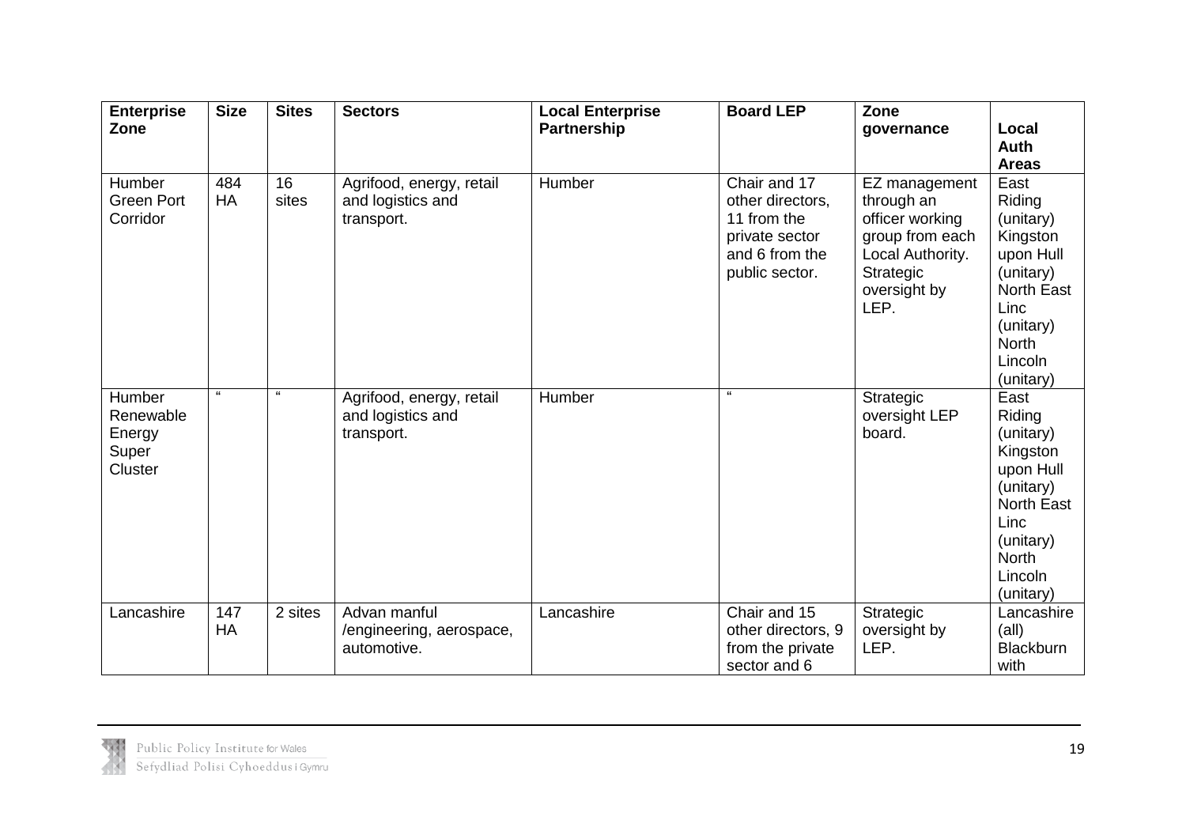| Enterprise Zone | Size | Sites | Sectors | Local Enterprise Partnership | Board LEP | Zone governance | Local Auth Areas |
|---|---|---|---|---|---|---|---|
| Humber Green Port Corridor | 484 HA | 16 sites | Agrifood, energy, retail and logistics and transport. | Humber | Chair and 17 other directors, 11 from the private sector and 6 from the public sector. | EZ management through an officer working group from each Local Authority. Strategic oversight by LEP. | East Riding (unitary) Kingston upon Hull (unitary) North East Linc (unitary) North Lincoln (unitary) |
| Humber Renewable Energy Super Cluster | " | " | Agrifood, energy, retail and logistics and transport. | Humber | " | Strategic oversight LEP board. | East Riding (unitary) Kingston upon Hull (unitary) North East Linc (unitary) North Lincoln (unitary) |
| Lancashire | 147 HA | 2 sites | Advan manful /engineering, aerospace, automotive. | Lancashire | Chair and 15 other directors, 9 from the private sector and 6 | Strategic oversight by LEP. | Lancashire (all) Blackburn with |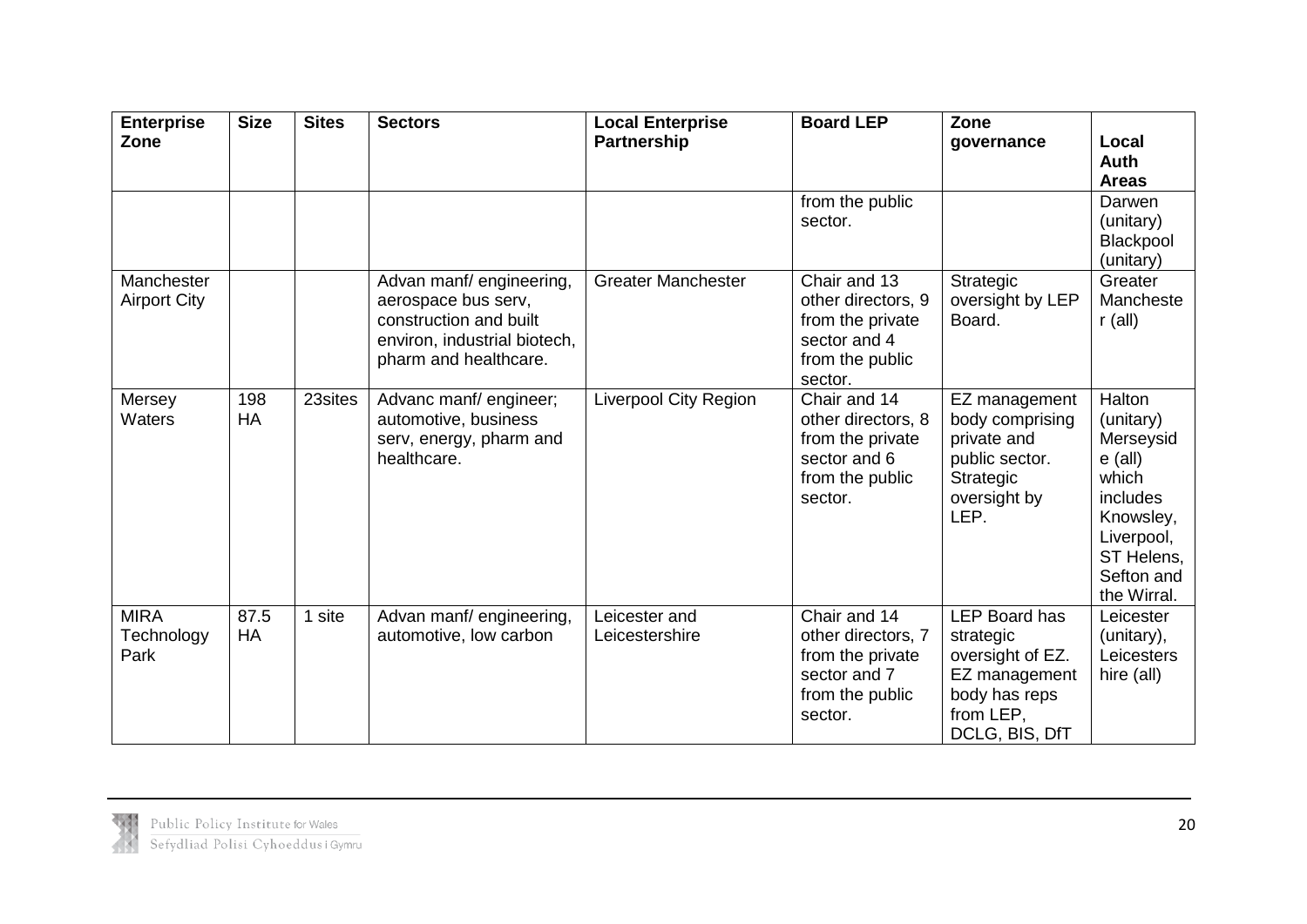| Enterprise Zone | Size | Sites | Sectors | Local Enterprise Partnership | Board LEP | Zone governance | Local Auth Areas |
|---|---|---|---|---|---|---|---|
| | | | | | from the public sector. | | Darwen (unitary) Blackpool (unitary) |
| Manchester Airport City | | | Advan manf/ engineering, aerospace bus serv, construction and built environ, industrial biotech, pharm and healthcare. | Greater Manchester | Chair and 13 other directors, 9 from the private sector and 4 from the public sector. | Strategic oversight by LEP Board. | Greater Manchester (all) |
| Mersey Waters | 198 HA | 23sites | Advanc manf/ engineer; automotive, business serv, energy, pharm and healthcare. | Liverpool City Region | Chair and 14 other directors, 8 from the private sector and 6 from the public sector. | EZ management body comprising private and public sector. Strategic oversight by LEP. | Halton (unitary) Merseyside (all) which includes Knowsley, Liverpool, ST Helens, Sefton and the Wirral. |
| MIRA Technology Park | 87.5 HA | 1 site | Advan manf/ engineering, automotive, low carbon | Leicester and Leicestershire | Chair and 14 other directors, 7 from the private sector and 7 from the public sector. | LEP Board has strategic oversight of EZ. EZ management body has reps from LEP, DCLG, BIS, DfT | Leicester (unitary), Leicestershire (all) |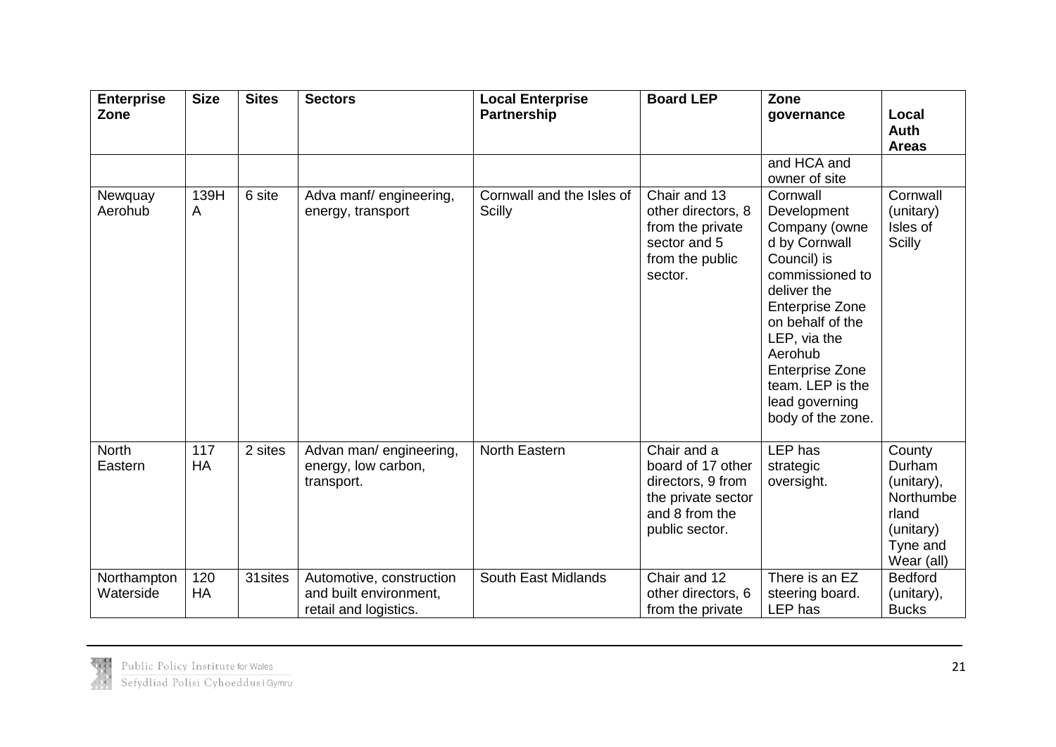| Enterprise Zone | Size | Sites | Sectors | Local Enterprise Partnership | Board LEP | Zone governance | Local Auth Areas |
|---|---|---|---|---|---|---|---|
| | | | | | | and HCA and owner of site | |
| Newquay Aerohub | 139HA | 6 site | Adva manf/ engineering, energy, transport | Cornwall and the Isles of Scilly | Chair and 13 other directors, 8 from the private sector and 5 from the public sector. | Cornwall Development Company (owned by Cornwall Council) is commissioned to deliver the Enterprise Zone on behalf of the LEP, via the Aerohub Enterprise Zone team. LEP is the lead governing body of the zone. | Cornwall (unitary) Isles of Scilly |
| North Eastern | 117 HA | 2 sites | Advan man/ engineering, energy, low carbon, transport. | North Eastern | Chair and a board of 17 other directors, 9 from the private sector and 8 from the public sector. | LEP has strategic oversight. | County Durham (unitary), Northumberland (unitary) Tyne and Wear (all) |
| Northampton Waterside | 120 HA | 31sites | Automotive, construction and built environment, retail and logistics. | South East Midlands | Chair and 12 other directors, 6 from the private | There is an EZ steering board. LEP has | Bedford (unitary), Bucks |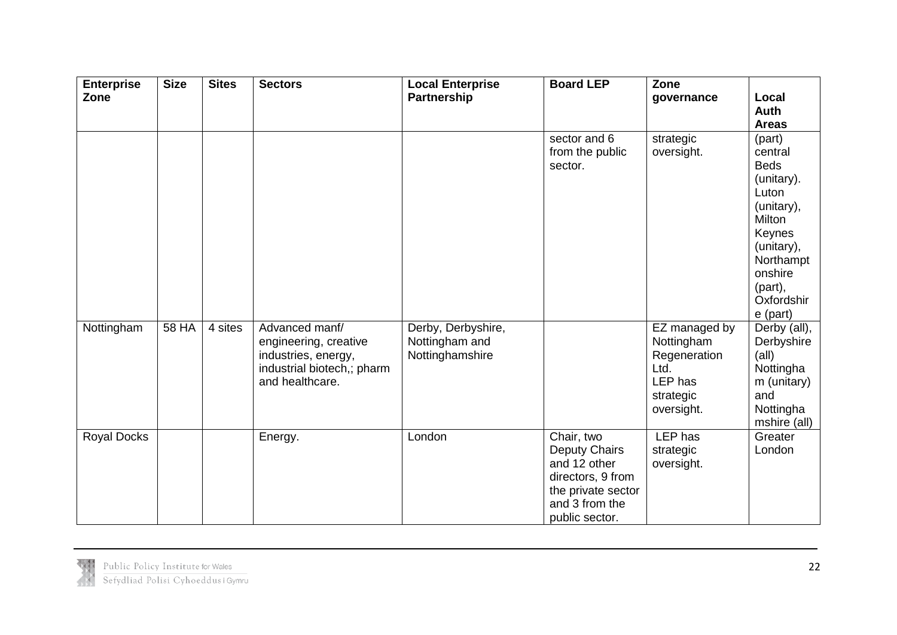| Enterprise Zone | Size | Sites | Sectors | Local Enterprise Partnership | Board LEP | Zone governance | Local Auth Areas |
|---|---|---|---|---|---|---|---|
| | | | | | sector and 6 from the public sector. | strategic oversight. | (part) central Beds (unitary). Luton (unitary), Milton Keynes (unitary), Northamptonshire (part), Oxfordshire (part) |
| Nottingham | 58 HA | 4 sites | Advanced manf/ engineering, creative industries, energy, industrial biotech,; pharm and healthcare. | Derby, Derbyshire, Nottingham and Nottinghamshire | | EZ managed by Nottingham Regeneration Ltd. LEP has strategic oversight. | Derby (all), Derbyshire (all) Nottingham (unitary) and Nottinghamshire (all) |
| Royal Docks | | | Energy. | London | Chair, two Deputy Chairs and 12 other directors, 9 from the private sector and 3 from the public sector. | LEP has strategic oversight. | Greater London |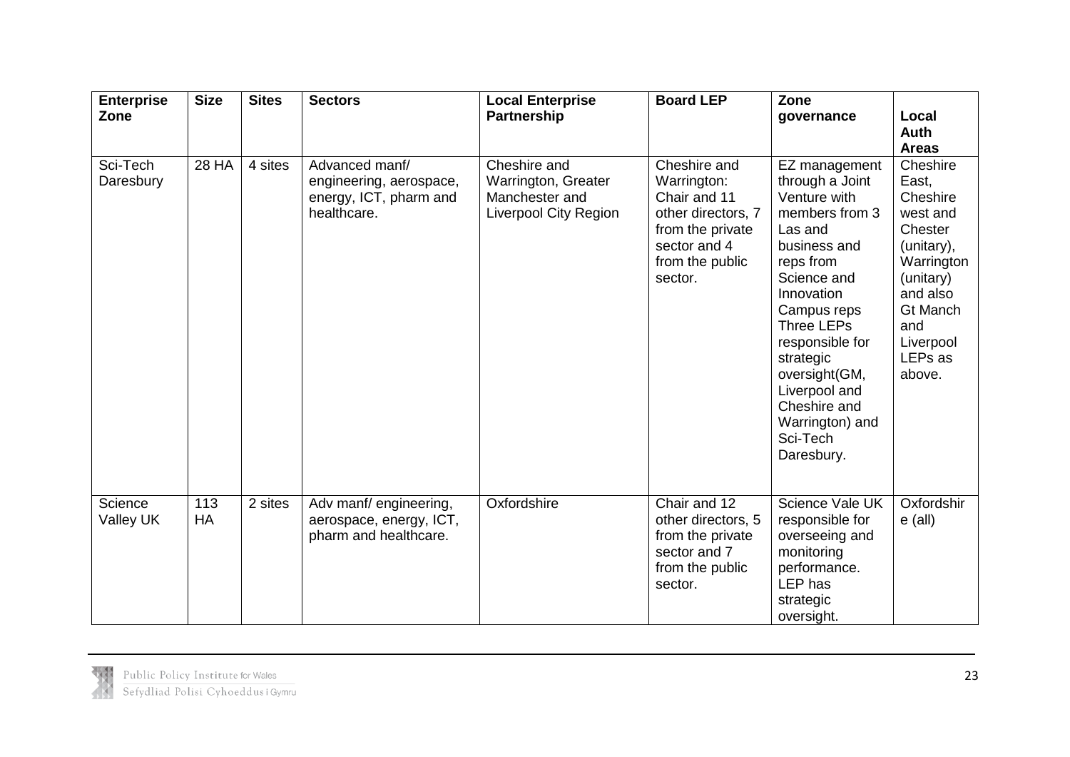| Enterprise Zone | Size | Sites | Sectors | Local Enterprise Partnership | Board LEP | Zone governance | Local Auth Areas |
|---|---|---|---|---|---|---|---|
| Sci-Tech Daresbury | 28 HA | 4 sites | Advanced manf/ engineering, aerospace, energy, ICT, pharm and healthcare. | Cheshire and Warrington, Greater Manchester and Liverpool City Region | Cheshire and Warrington: Chair and 11 other directors, 7 from the private sector and 4 from the public sector. | EZ management through a Joint Venture with members from 3 Las and business and reps from Science and Innovation Campus reps Three LEPs responsible for strategic oversight(GM, Liverpool and Cheshire and Warrington) and Sci-Tech Daresbury. | Cheshire East, Cheshire west and Chester (unitary), Warrington (unitary) and also Gt Manch and Liverpool LEPs as above. |
| Science Valley UK | 113 HA | 2 sites | Adv manf/ engineering, aerospace, energy, ICT, pharm and healthcare. | Oxfordshire | Chair and 12 other directors, 5 from the private sector and 7 from the public sector. | Science Vale UK responsible for overseeing and monitoring performance. LEP has strategic oversight. | Oxfordshire (all) |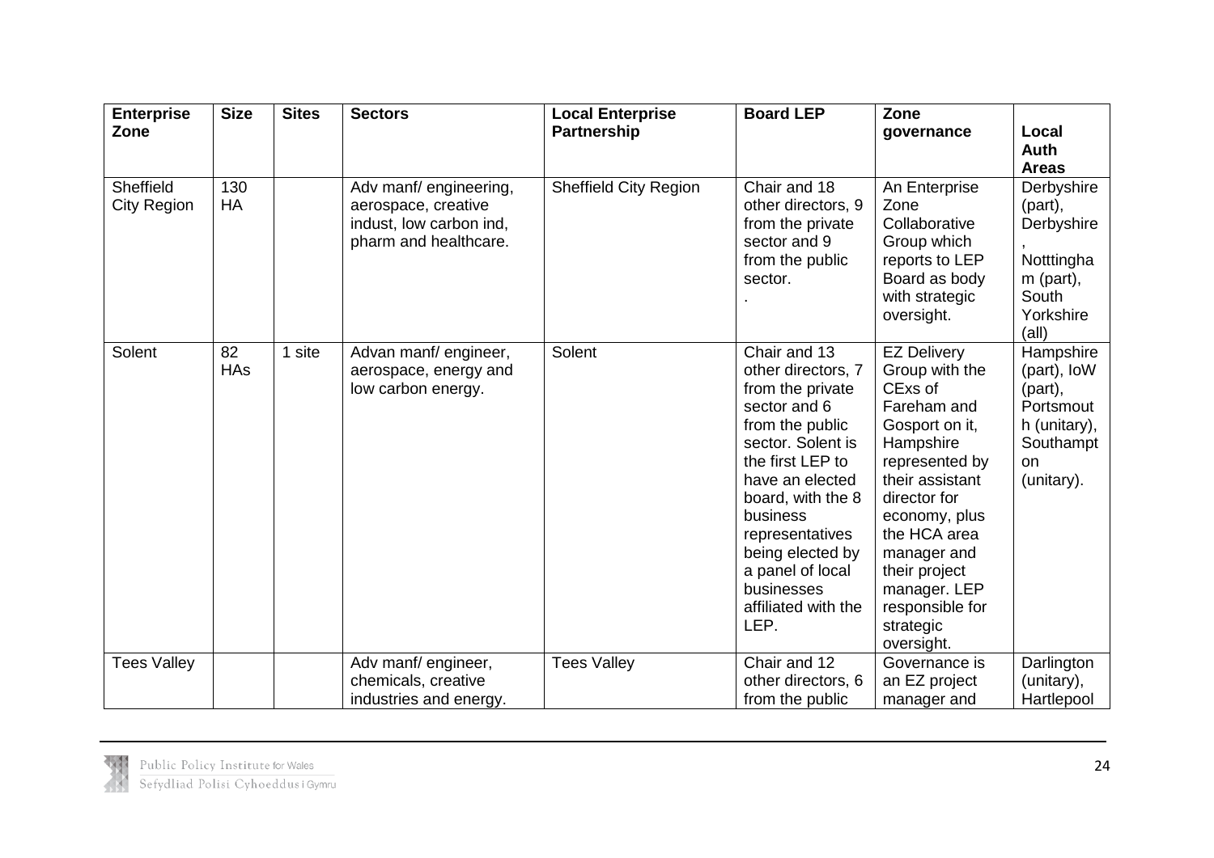| Enterprise Zone | Size | Sites | Sectors | Local Enterprise Partnership | Board LEP | Zone governance | Local Auth Areas |
|---|---|---|---|---|---|---|---|
| Sheffield City Region | 130 HA | | Adv manf/ engineering, aerospace, creative indust, low carbon ind, pharm and healthcare. | Sheffield City Region | Chair and 18 other directors, 9 from the private sector and 9 from the public sector. . | An Enterprise Zone Collaborative Group which reports to LEP Board as body with strategic oversight. | Derbyshire (part), Derbyshire , Notttingham (part), South Yorkshire (all) |
| Solent | 82 HAs | 1 site | Advan manf/ engineer, aerospace, energy and low carbon energy. | Solent | Chair and 13 other directors, 7 from the private sector and 6 from the public sector. Solent is the first LEP to have an elected board, with the 8 business representatives being elected by a panel of local businesses affiliated with the LEP. | EZ Delivery Group with the CExs of Fareham and Gosport on it, Hampshire represented by their assistant director for economy, plus the HCA area manager and their project manager. LEP responsible for strategic oversight. | Hampshire (part), IoW (part), Portsmouth (unitary), Southampton (unitary). |
| Tees Valley | | | Adv manf/ engineer, chemicals, creative industries and energy. | Tees Valley | Chair and 12 other directors, 6 from the public | Governance is an EZ project manager and | Darlington (unitary), Hartlepool |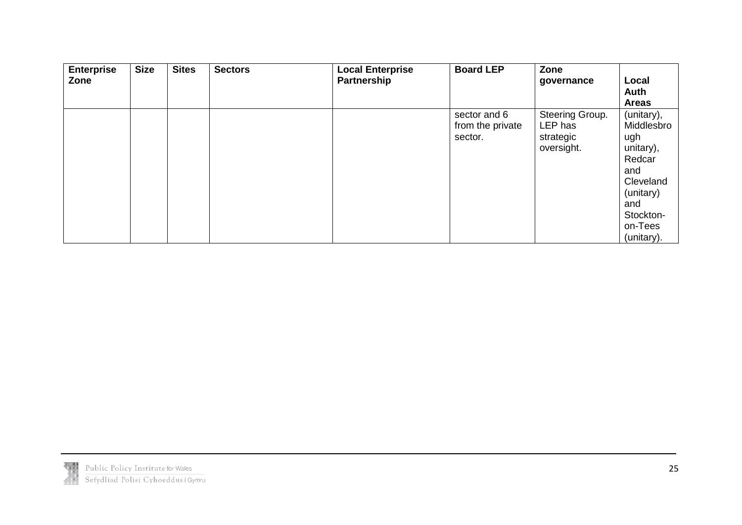| Enterprise Zone | Size | Sites | Sectors | Local Enterprise Partnership | Board LEP | Zone governance | Local Auth Areas |
|---|---|---|---|---|---|---|---|
| | | | | | sector and 6 from the private sector. | Steering Group. LEP has strategic oversight. | (unitary), Middlesbrough unitary), Redcar and Cleveland (unitary) and Stockton-on-Tees (unitary). |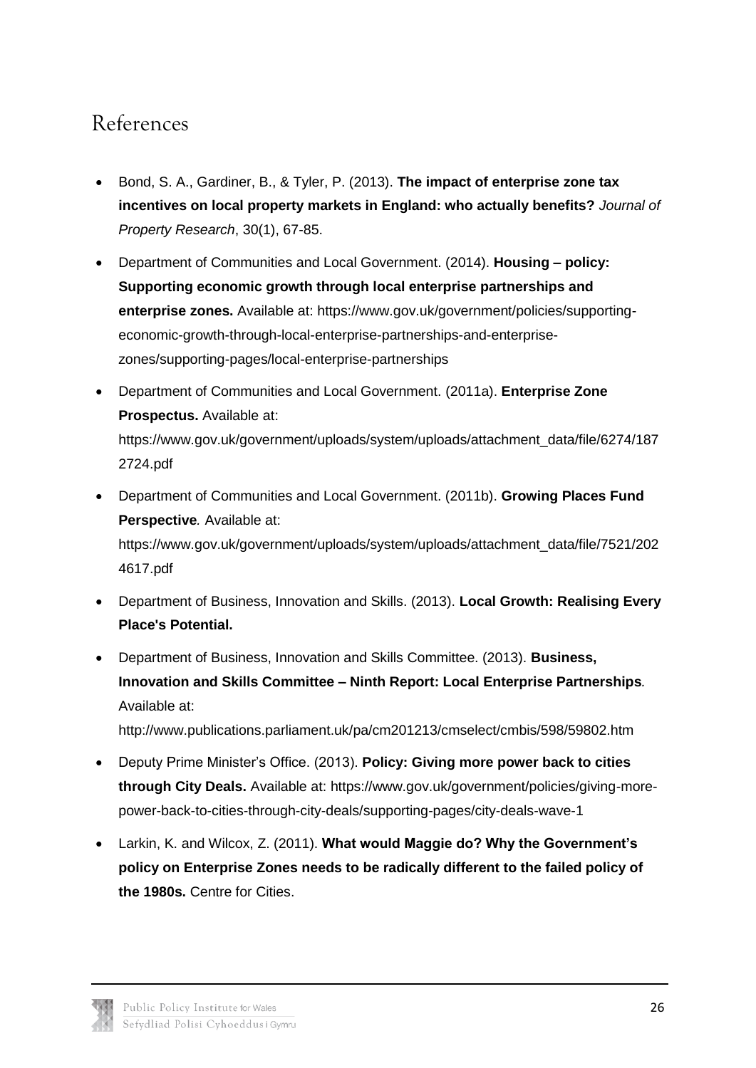# References

- Bond, S. A., Gardiner, B., & Tyler, P. (2013). **The impact of enterprise zone tax incentives on local property markets in England: who actually benefits?** *Journal of Property Research*, 30(1), 67-85.
- Department of Communities and Local Government. (2014). **Housing – policy: Supporting economic growth through local enterprise partnerships and enterprise zones.** Available at: https://www.gov.uk/government/policies/supporting-economic-growth-through-local-enterprise-partnerships-and-enterprise-zones/supporting-pages/local-enterprise-partnerships
- Department of Communities and Local Government. (2011a). **Enterprise Zone Prospectus.** Available at: https://www.gov.uk/government/uploads/system/uploads/attachment_data/file/6274/1872724.pdf
- Department of Communities and Local Government. (2011b). **Growing Places Fund Perspective***.* Available at: https://www.gov.uk/government/uploads/system/uploads/attachment_data/file/7521/2024617.pdf
- Department of Business, Innovation and Skills. (2013). **Local Growth: Realising Every Place's Potential.**
- Department of Business, Innovation and Skills Committee. (2013). **Business, Innovation and Skills Committee – Ninth Report: Local Enterprise Partnerships***.* Available at: http://www.publications.parliament.uk/pa/cm201213/cmselect/cmbis/598/59802.htm
- Deputy Prime Minister's Office. (2013). **Policy: Giving more power back to cities through City Deals.** Available at: https://www.gov.uk/government/policies/giving-more-power-back-to-cities-through-city-deals/supporting-pages/city-deals-wave-1
- Larkin, K. and Wilcox, Z. (2011). **What would Maggie do? Why the Government's policy on Enterprise Zones needs to be radically different to the failed policy of the 1980s.** Centre for Cities.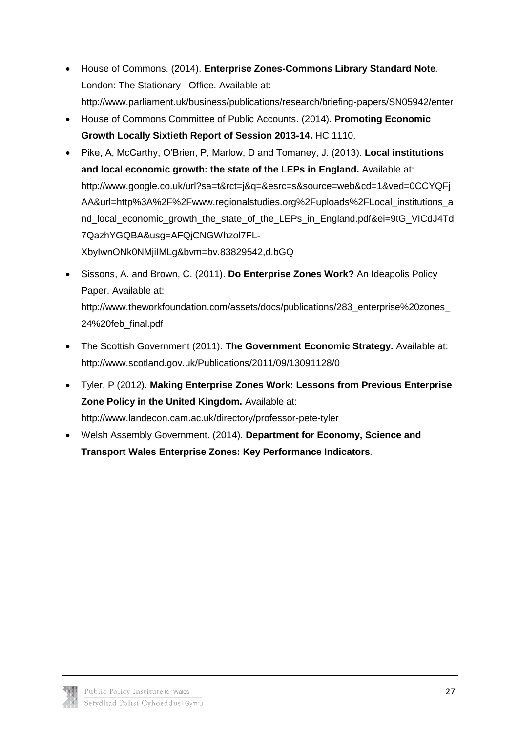- House of Commons. (2014). **Enterprise Zones-Commons Library Standard Note**. London: The Stationary Office. Available at: http://www.parliament.uk/business/publications/research/briefing-papers/SN05942/enter
- House of Commons Committee of Public Accounts. (2014). **Promoting Economic Growth Locally Sixtieth Report of Session 2013-14.** HC 1110.
- Pike, A, McCarthy, O'Brien, P, Marlow, D and Tomaney, J. (2013). **Local institutions and local economic growth: the state of the LEPs in England.** Available at: http://www.google.co.uk/url?sa=t&rct=j&q=&esrc=s&source=web&cd=1&ved=0CCYQFjAA&url=http%3A%2F%2Fwww.regionalstudies.org%2Fuploads%2FLocal_institutions_and_local_economic_growth_the_state_of_the_LEPs_in_England.pdf&ei=9tG_VICdJ4Td7QazhYGQBA&usg=AFQjCNGWhzol7FL-XbyIwnONk0NMjiIMLg&bvm=bv.83829542,d.bGQ
- Sissons, A. and Brown, C. (2011). **Do Enterprise Zones Work?** An Ideapolis Policy Paper. Available at: http://www.theworkfoundation.com/assets/docs/publications/283_enterprise%20zones_24%20feb_final.pdf
- The Scottish Government (2011). **The Government Economic Strategy.** Available at: http://www.scotland.gov.uk/Publications/2011/09/13091128/0
- Tyler, P (2012). **Making Enterprise Zones Work: Lessons from Previous Enterprise Zone Policy in the United Kingdom.** Available at: http://www.landecon.cam.ac.uk/directory/professor-pete-tyler
- Welsh Assembly Government. (2014). **Department for Economy, Science and Transport Wales Enterprise Zones: Key Performance Indicators**.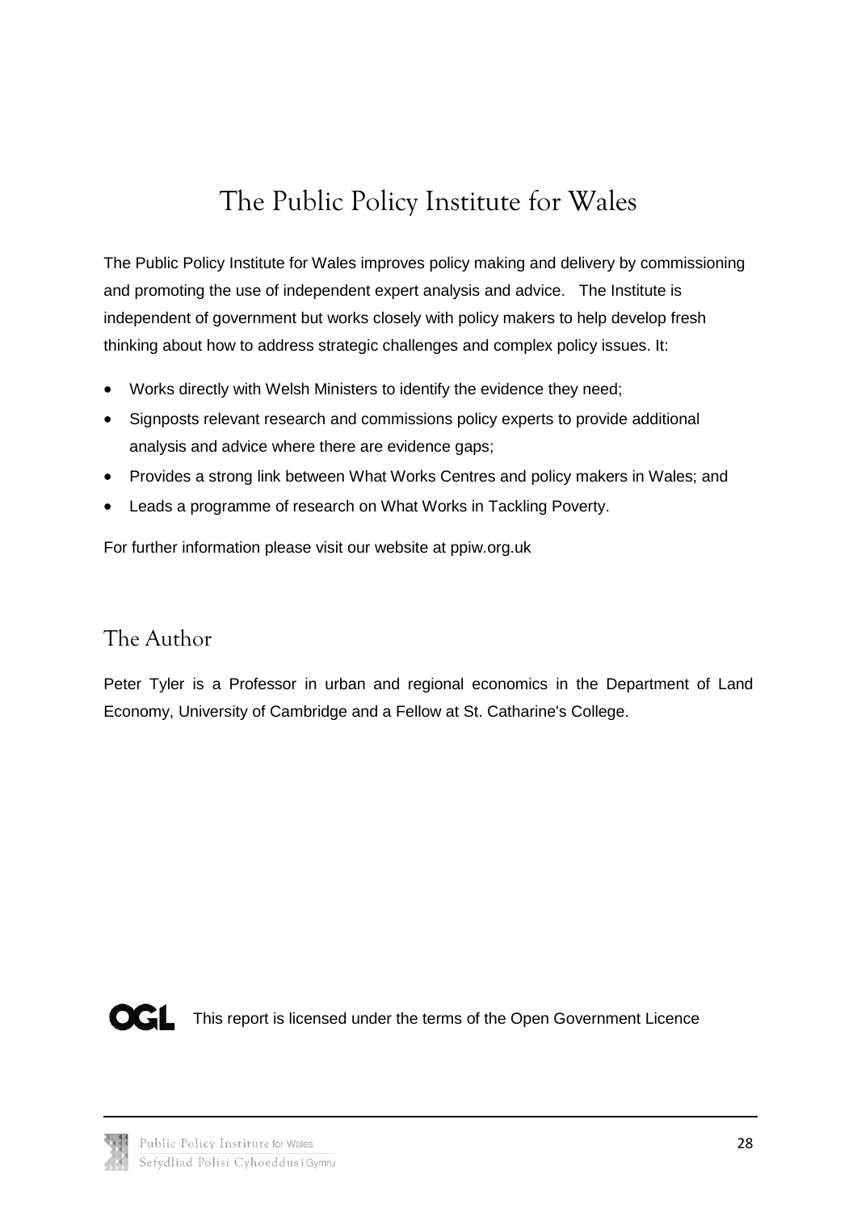# The Public Policy Institute for Wales

The Public Policy Institute for Wales improves policy making and delivery by commissioning and promoting the use of independent expert analysis and advice. The Institute is independent of government but works closely with policy makers to help develop fresh thinking about how to address strategic challenges and complex policy issues. It:

- Works directly with Welsh Ministers to identify the evidence they need;
- Signposts relevant research and commissions policy experts to provide additional analysis and advice where there are evidence gaps;
- Provides a strong link between What Works Centres and policy makers in Wales; and
- Leads a programme of research on What Works in Tackling Poverty.

For further information please visit our website at ppiw.org.uk

## The Author

Peter Tyler is a Professor in urban and regional economics in the Department of Land Economy, University of Cambridge and a Fellow at St. Catharine's College.

OGL This report is licensed under the terms of the Open Government Licence